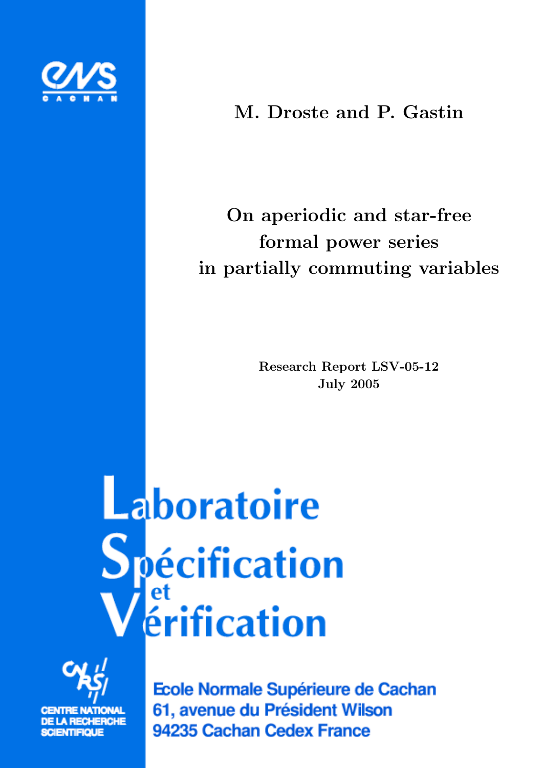ENS CACHAN

M. Droste and P. Gastin

# On aperiodic and star-free formal power series in partially commuting variables

Research Report LSV-05-12
July 2005

Laboratoire
Spécification
et
Vérification

CENTRE NATIONAL DE LA RECHERCHE SCIENTIFIQUE

Ecole Normale Supérieure de Cachan
61, avenue du Président Wilson
94235 Cachan Cedex France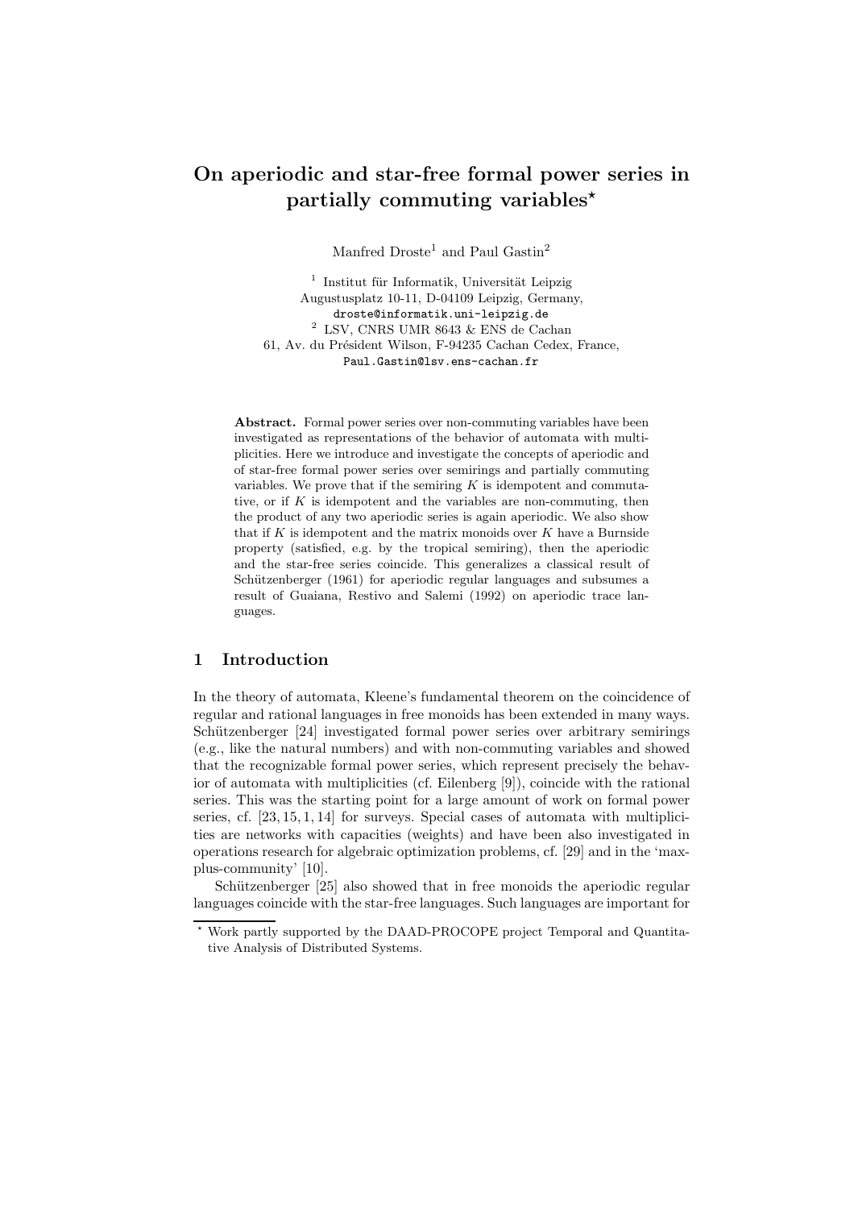# On aperiodic and star-free formal power series in partially commuting variables*

Manfred Droste[1] and Paul Gastin[2]

[1] Institut für Informatik, Universität Leipzig
Augustusplatz 10-11, D-04109 Leipzig, Germany,
droste@informatik.uni-leipzig.de

[2] LSV, CNRS UMR 8643 & ENS de Cachan
61, Av. du Président Wilson, F-94235 Cachan Cedex, France,
Paul.Gastin@lsv.ens-cachan.fr

**Abstract.** Formal power series over non-commuting variables have been investigated as representations of the behavior of automata with multiplicities. Here we introduce and investigate the concepts of aperiodic and of star-free formal power series over semirings and partially commuting variables. We prove that if the semiring $K$ is idempotent and commutative, or if $K$ is idempotent and the variables are non-commuting, then the product of any two aperiodic series is again aperiodic. We also show that if $K$ is idempotent and the matrix monoids over $K$ have a Burnside property (satisfied, e.g. by the tropical semiring), then the aperiodic and the star-free series coincide. This generalizes a classical result of Schützenberger (1961) for aperiodic regular languages and subsumes a result of Guaiana, Restivo and Salemi (1992) on aperiodic trace languages.

## 1 Introduction

In the theory of automata, Kleene's fundamental theorem on the coincidence of regular and rational languages in free monoids has been extended in many ways. Schützenberger [24] investigated formal power series over arbitrary semirings (e.g., like the natural numbers) and with non-commuting variables and showed that the recognizable formal power series, which represent precisely the behavior of automata with multiplicities (cf. Eilenberg [9]), coincide with the rational series. This was the starting point for a large amount of work on formal power series, cf. [23, 15, 1, 14] for surveys. Special cases of automata with multiplicities are networks with capacities (weights) and have been also investigated in operations research for algebraic optimization problems, cf. [29] and in the 'max-plus-community' [10].

Schützenberger [25] also showed that in free monoids the aperiodic regular languages coincide with the star-free languages. Such languages are important for

---

* Work partly supported by the DAAD-PROCOPE project Temporal and Quantitative Analysis of Distributed Systems.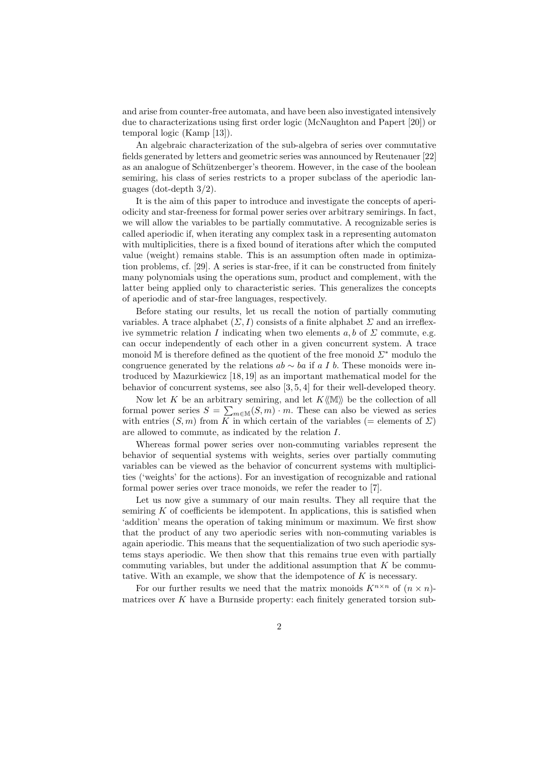and arise from counter-free automata, and have been also investigated intensively due to characterizations using first order logic (McNaughton and Papert [20]) or temporal logic (Kamp [13]).

An algebraic characterization of the sub-algebra of series over commutative fields generated by letters and geometric series was announced by Reutenauer [22] as an analogue of Schützenberger's theorem. However, in the case of the boolean semiring, his class of series restricts to a proper subclass of the aperiodic languages (dot-depth 3/2).

It is the aim of this paper to introduce and investigate the concepts of aperiodicity and star-freeness for formal power series over arbitrary semirings. In fact, we will allow the variables to be partially commutative. A recognizable series is called aperiodic if, when iterating any complex task in a representing automaton with multiplicities, there is a fixed bound of iterations after which the computed value (weight) remains stable. This is an assumption often made in optimization problems, cf. [29]. A series is star-free, if it can be constructed from finitely many polynomials using the operations sum, product and complement, with the latter being applied only to characteristic series. This generalizes the concepts of aperiodic and of star-free languages, respectively.

Before stating our results, let us recall the notion of partially commuting variables. A trace alphabet $(\Sigma, I)$ consists of a finite alphabet $\Sigma$ and an irreflexive symmetric relation $I$ indicating when two elements $a, b$ of $\Sigma$ commute, e.g. can occur independently of each other in a given concurrent system. A trace monoid $\mathbb{M}$ is therefore defined as the quotient of the free monoid $\Sigma^*$ modulo the congruence generated by the relations $ab \sim ba$ if $a\ I\ b$. These monoids were introduced by Mazurkiewicz [18, 19] as an important mathematical model for the behavior of concurrent systems, see also [3, 5, 4] for their well-developed theory.

Now let $K$ be an arbitrary semiring, and let $K\langle\langle\mathbb{M}\rangle\rangle$ be the collection of all formal power series $S = \sum_{m \in \mathbb{M}} (S, m) \cdot m$. These can also be viewed as series with entries $(S, m)$ from $K$ in which certain of the variables (= elements of $\Sigma$) are allowed to commute, as indicated by the relation $I$.

Whereas formal power series over non-commuting variables represent the behavior of sequential systems with weights, series over partially commuting variables can be viewed as the behavior of concurrent systems with multiplicities ('weights' for the actions). For an investigation of recognizable and rational formal power series over trace monoids, we refer the reader to [7].

Let us now give a summary of our main results. They all require that the semiring $K$ of coefficients be idempotent. In applications, this is satisfied when 'addition' means the operation of taking minimum or maximum. We first show that the product of any two aperiodic series with non-commuting variables is again aperiodic. This means that the sequentialization of two such aperiodic systems stays aperiodic. We then show that this remains true even with partially commuting variables, but under the additional assumption that $K$ be commutative. With an example, we show that the idempotence of $K$ is necessary.

For our further results we need that the matrix monoids $K^{n \times n}$ of $(n \times n)$-matrices over $K$ have a Burnside property: each finitely generated torsion sub-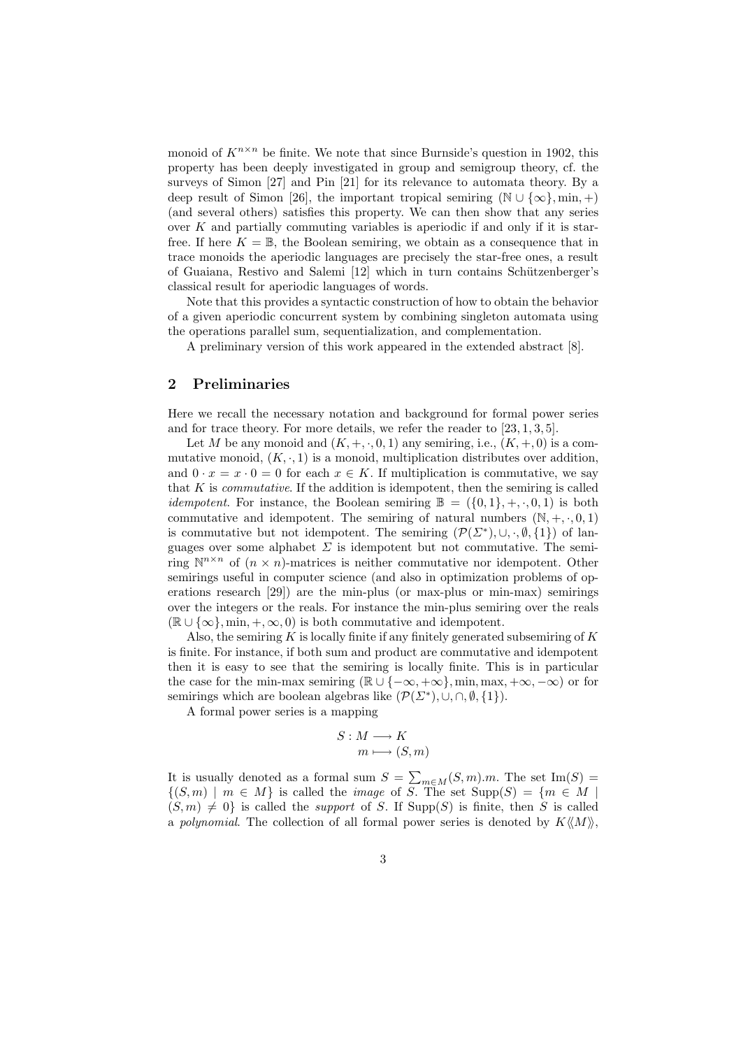monoid of $K^{n\times n}$ be finite. We note that since Burnside's question in 1902, this property has been deeply investigated in group and semigroup theory, cf. the surveys of Simon [27] and Pin [21] for its relevance to automata theory. By a deep result of Simon [26], the important tropical semiring $(\mathbb{N}\cup\{\infty\}, \min, +)$ (and several others) satisfies this property. We can then show that any series over $K$ and partially commuting variables is aperiodic if and only if it is star-free. If here $K=\mathbb{B}$, the Boolean semiring, we obtain as a consequence that in trace monoids the aperiodic languages are precisely the star-free ones, a result of Guaiana, Restivo and Salemi [12] which in turn contains Schützenberger's classical result for aperiodic languages of words.

Note that this provides a syntactic construction of how to obtain the behavior of a given aperiodic concurrent system by combining singleton automata using the operations parallel sum, sequentialization, and complementation.

A preliminary version of this work appeared in the extended abstract [8].

## 2 Preliminaries

Here we recall the necessary notation and background for formal power series and for trace theory. For more details, we refer the reader to [23, 1, 3, 5].

Let $M$ be any monoid and $(K, +, \cdot, 0, 1)$ any semiring, i.e., $(K, +, 0)$ is a commutative monoid, $(K, \cdot, 1)$ is a monoid, multiplication distributes over addition, and $0\cdot x = x\cdot 0 = 0$ for each $x\in K$. If multiplication is commutative, we say that $K$ is *commutative*. If the addition is idempotent, then the semiring is called *idempotent*. For instance, the Boolean semiring $\mathbb{B} = (\{0,1\}, +, \cdot, 0, 1)$ is both commutative and idempotent. The semiring of natural numbers $(\mathbb{N}, +, \cdot, 0, 1)$ is commutative but not idempotent. The semiring $(\mathcal{P}(\Sigma^*), \cup, \cdot, \emptyset, \{1\})$ of languages over some alphabet $\Sigma$ is idempotent but not commutative. The semiring $\mathbb{N}^{n\times n}$ of $(n\times n)$-matrices is neither commutative nor idempotent. Other semirings useful in computer science (and also in optimization problems of operations research [29]) are the min-plus (or max-plus or min-max) semirings over the integers or the reals. For instance the min-plus semiring over the reals $(\mathbb{R}\cup\{\infty\}, \min, +, \infty, 0)$ is both commutative and idempotent.

Also, the semiring $K$ is locally finite if any finitely generated subsemiring of $K$ is finite. For instance, if both sum and product are commutative and idempotent then it is easy to see that the semiring is locally finite. This is in particular the case for the min-max semiring $(\mathbb{R}\cup\{-\infty,+\infty\}, \min, \max, +\infty, -\infty)$ or for semirings which are boolean algebras like $(\mathcal{P}(\Sigma^*), \cup, \cap, \emptyset, \{1\})$.

A formal power series is a mapping

$$
\begin{aligned}
S : M &\longrightarrow K \\
m &\longmapsto (S, m)
\end{aligned}
$$

It is usually denoted as a formal sum $S = \sum_{m\in M}(S,m).m$. The set $\mathrm{Im}(S) = \{(S,m) \mid m\in M\}$ is called the *image* of $S$. The set $\mathrm{Supp}(S) = \{m\in M \mid (S,m)\neq 0\}$ is called the *support* of $S$. If $\mathrm{Supp}(S)$ is finite, then $S$ is called a *polynomial*. The collection of all formal power series is denoted by $K\langle\langle M\rangle\rangle$,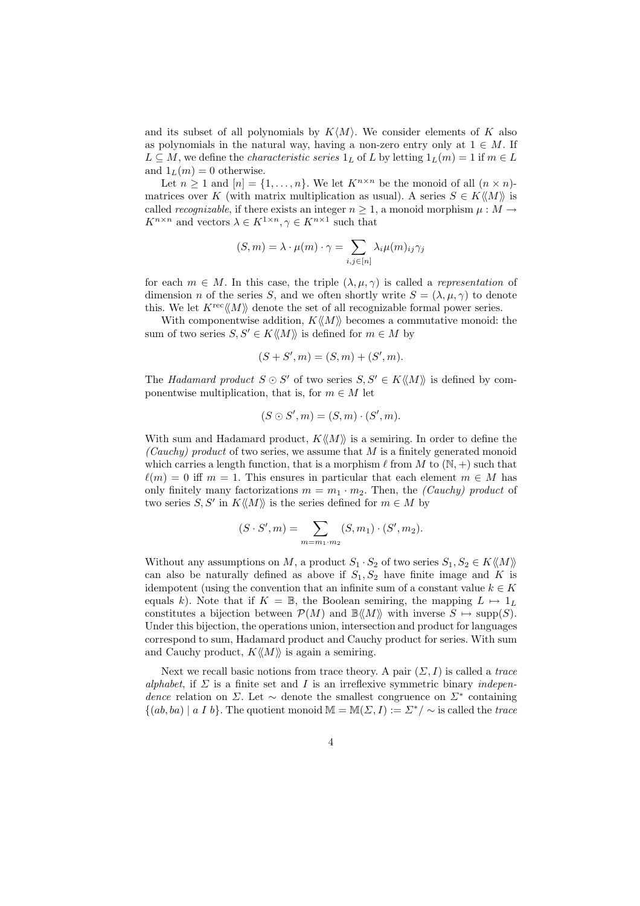and its subset of all polynomials by $K\langle M\rangle$. We consider elements of $K$ also as polynomials in the natural way, having a non-zero entry only at $1 \in M$. If $L \subseteq M$, we define the *characteristic series* $1_L$ of $L$ by letting $1_L(m) = 1$ if $m \in L$ and $1_L(m) = 0$ otherwise.

Let $n \geq 1$ and $[n] = \{1, \ldots, n\}$. We let $K^{n \times n}$ be the monoid of all $(n \times n)$-matrices over $K$ (with matrix multiplication as usual). A series $S \in K\langle\langle M\rangle\rangle$ is called *recognizable*, if there exists an integer $n \geq 1$, a monoid morphism $\mu : M \to K^{n \times n}$ and vectors $\lambda \in K^{1 \times n}, \gamma \in K^{n \times 1}$ such that

$$(S, m) = \lambda \cdot \mu(m) \cdot \gamma = \sum_{i,j \in [n]} \lambda_i \mu(m)_{ij} \gamma_j$$

for each $m \in M$. In this case, the triple $(\lambda, \mu, \gamma)$ is called a *representation* of dimension $n$ of the series $S$, and we often shortly write $S = (\lambda, \mu, \gamma)$ to denote this. We let $K^{\mathrm{rec}}\langle\langle M\rangle\rangle$ denote the set of all recognizable formal power series.

With componentwise addition, $K\langle\langle M\rangle\rangle$ becomes a commutative monoid: the sum of two series $S, S' \in K\langle\langle M\rangle\rangle$ is defined for $m \in M$ by

$$(S + S', m) = (S, m) + (S', m).$$

The *Hadamard product* $S \odot S'$ of two series $S, S' \in K\langle\langle M\rangle\rangle$ is defined by componentwise multiplication, that is, for $m \in M$ let

$$(S \odot S', m) = (S, m) \cdot (S', m).$$

With sum and Hadamard product, $K\langle\langle M\rangle\rangle$ is a semiring. In order to define the *(Cauchy) product* of two series, we assume that $M$ is a finitely generated monoid which carries a length function, that is a morphism $\ell$ from $M$ to $(\mathbb{N}, +)$ such that $\ell(m) = 0$ iff $m = 1$. This ensures in particular that each element $m \in M$ has only finitely many factorizations $m = m_1 \cdot m_2$. Then, the *(Cauchy) product* of two series $S, S'$ in $K\langle\langle M\rangle\rangle$ is the series defined for $m \in M$ by

$$(S \cdot S', m) = \sum_{m = m_1 \cdot m_2} (S, m_1) \cdot (S', m_2).$$

Without any assumptions on $M$, a product $S_1 \cdot S_2$ of two series $S_1, S_2 \in K\langle\langle M\rangle\rangle$ can also be naturally defined as above if $S_1, S_2$ have finite image and $K$ is idempotent (using the convention that an infinite sum of a constant value $k \in K$ equals $k$). Note that if $K = \mathbb{B}$, the Boolean semiring, the mapping $L \mapsto 1_L$ constitutes a bijection between $\mathcal{P}(M)$ and $\mathbb{B}\langle\langle M\rangle\rangle$ with inverse $S \mapsto \mathrm{supp}(S)$. Under this bijection, the operations union, intersection and product for languages correspond to sum, Hadamard product and Cauchy product for series. With sum and Cauchy product, $K\langle\langle M\rangle\rangle$ is again a semiring.

Next we recall basic notions from trace theory. A pair $(\Sigma, I)$ is called a *trace alphabet*, if $\Sigma$ is a finite set and $I$ is an irreflexive symmetric binary *independence* relation on $\Sigma$. Let $\sim$ denote the smallest congruence on $\Sigma^*$ containing $\{(ab, ba) \mid a\ I\ b\}$. The quotient monoid $\mathbb{M} = \mathbb{M}(\Sigma, I) := \Sigma^*/\sim$ is called the *trace*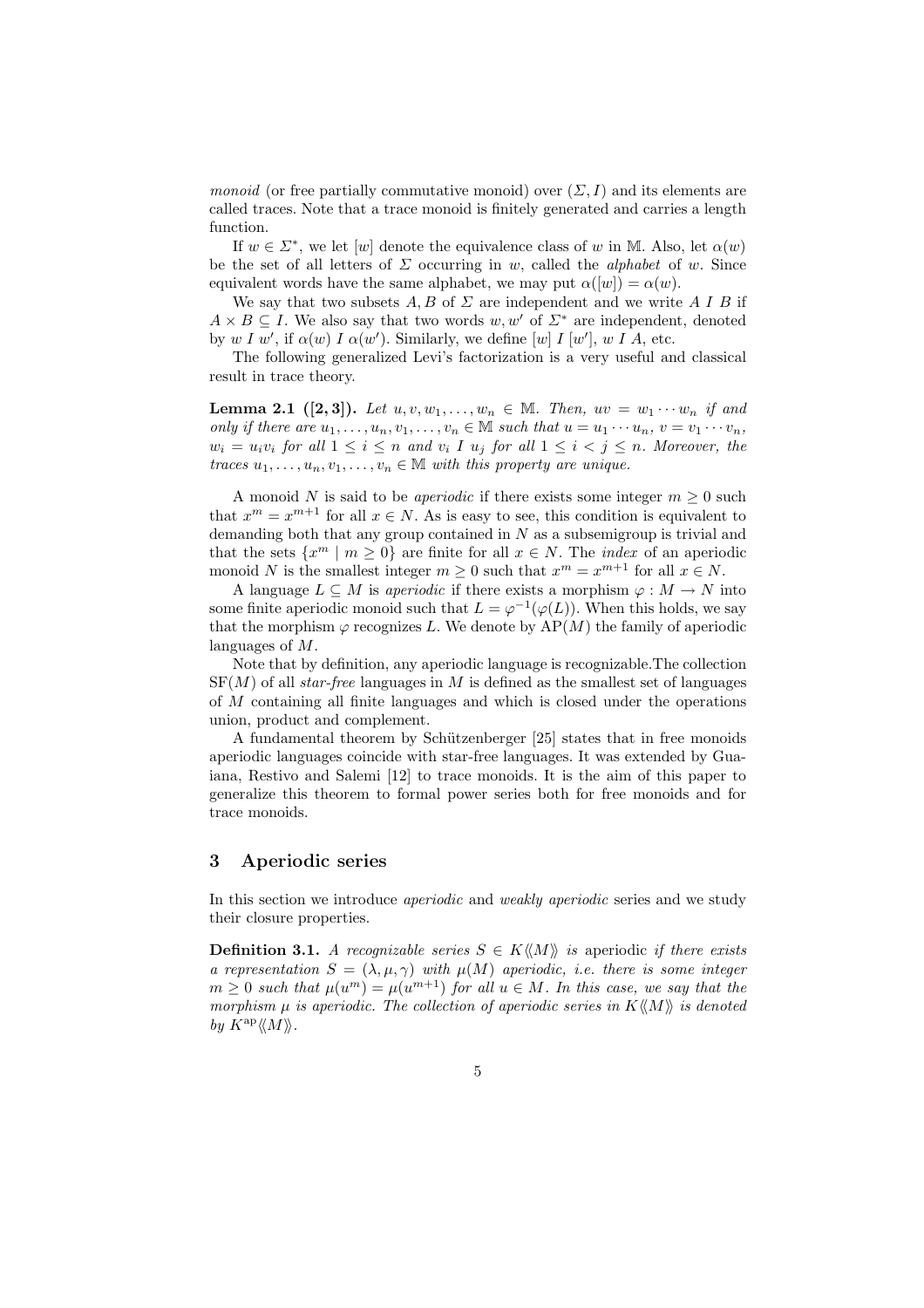*monoid* (or free partially commutative monoid) over $(\Sigma, I)$ and its elements are called traces. Note that a trace monoid is finitely generated and carries a length function.

If $w \in \Sigma^*$, we let $[w]$ denote the equivalence class of $w$ in $\mathbb{M}$. Also, let $\alpha(w)$ be the set of all letters of $\Sigma$ occurring in $w$, called the *alphabet* of $w$. Since equivalent words have the same alphabet, we may put $\alpha([w]) = \alpha(w)$.

We say that two subsets $A, B$ of $\Sigma$ are independent and we write $A \; I \; B$ if $A \times B \subseteq I$. We also say that two words $w, w'$ of $\Sigma^*$ are independent, denoted by $w \; I \; w'$, if $\alpha(w) \; I \; \alpha(w')$. Similarly, we define $[w] \; I \; [w']$, $w \; I \; A$, etc.

The following generalized Levi's factorization is a very useful and classical result in trace theory.

**Lemma 2.1 ([2, 3]).** *Let $u, v, w_1, \ldots, w_n \in \mathbb{M}$. Then, $uv = w_1 \cdots w_n$ if and only if there are $u_1, \ldots, u_n, v_1, \ldots, v_n \in \mathbb{M}$ such that $u = u_1 \cdots u_n$, $v = v_1 \cdots v_n$, $w_i = u_i v_i$ for all $1 \leq i \leq n$ and $v_i \; I \; u_j$ for all $1 \leq i < j \leq n$. Moreover, the traces $u_1, \ldots, u_n, v_1, \ldots, v_n \in \mathbb{M}$ with this property are unique.*

A monoid $N$ is said to be *aperiodic* if there exists some integer $m \geq 0$ such that $x^m = x^{m+1}$ for all $x \in N$. As is easy to see, this condition is equivalent to demanding both that any group contained in $N$ as a subsemigroup is trivial and that the sets $\{x^m \mid m \geq 0\}$ are finite for all $x \in N$. The *index* of an aperiodic monoid $N$ is the smallest integer $m \geq 0$ such that $x^m = x^{m+1}$ for all $x \in N$.

A language $L \subseteq M$ is *aperiodic* if there exists a morphism $\varphi : M \to N$ into some finite aperiodic monoid such that $L = \varphi^{-1}(\varphi(L))$. When this holds, we say that the morphism $\varphi$ recognizes $L$. We denote by $\mathrm{AP}(M)$ the family of aperiodic languages of $M$.

Note that by definition, any aperiodic language is recognizable.The collection $\mathrm{SF}(M)$ of all *star-free* languages in $M$ is defined as the smallest set of languages of $M$ containing all finite languages and which is closed under the operations union, product and complement.

A fundamental theorem by Schützenberger [25] states that in free monoids aperiodic languages coincide with star-free languages. It was extended by Guaiana, Restivo and Salemi [12] to trace monoids. It is the aim of this paper to generalize this theorem to formal power series both for free monoids and for trace monoids.

## 3 Aperiodic series

In this section we introduce *aperiodic* and *weakly aperiodic* series and we study their closure properties.

**Definition 3.1.** *A recognizable series $S \in K\langle\langle M \rangle\rangle$ is* aperiodic *if there exists a representation $S = (\lambda, \mu, \gamma)$ with $\mu(M)$ aperiodic, i.e. there is some integer $m \geq 0$ such that $\mu(u^m) = \mu(u^{m+1})$ for all $u \in M$. In this case, we say that the morphism $\mu$ is aperiodic. The collection of aperiodic series in $K\langle\langle M \rangle\rangle$ is denoted by $K^{\mathrm{ap}}\langle\langle M \rangle\rangle$.*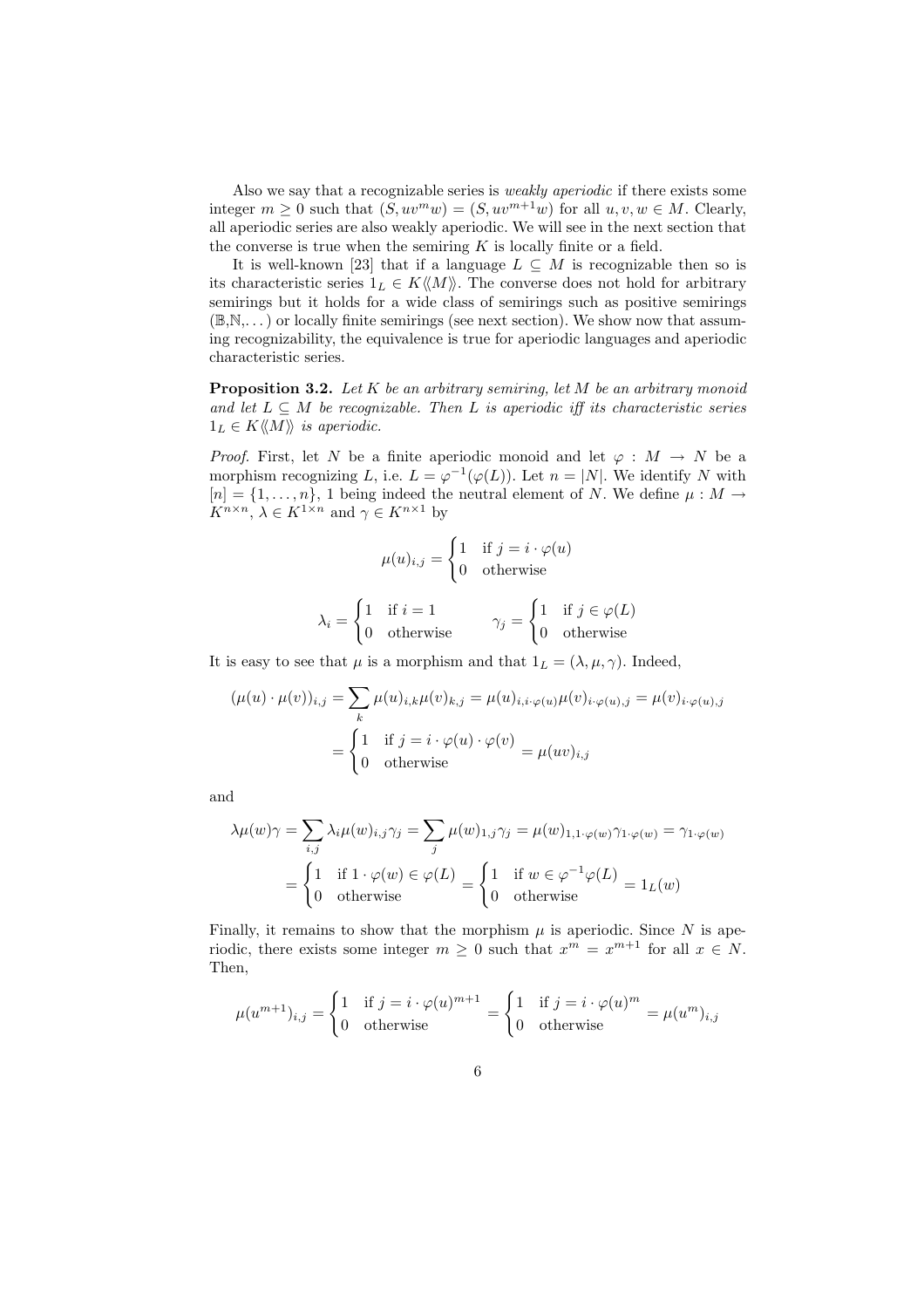Also we say that a recognizable series is *weakly aperiodic* if there exists some integer $m \geq 0$ such that $(S, uv^m w) = (S, uv^{m+1} w)$ for all $u, v, w \in M$. Clearly, all aperiodic series are also weakly aperiodic. We will see in the next section that the converse is true when the semiring $K$ is locally finite or a field.

It is well-known [23] that if a language $L \subseteq M$ is recognizable then so is its characteristic series $1_L \in K\langle\langle M \rangle\rangle$. The converse does not hold for arbitrary semirings but it holds for a wide class of semirings such as positive semirings ($\mathbb{B}$,$\mathbb{N}$,...) or locally finite semirings (see next section). We show now that assuming recognizability, the equivalence is true for aperiodic languages and aperiodic characteristic series.

**Proposition 3.2.** *Let $K$ be an arbitrary semiring, let $M$ be an arbitrary monoid and let $L \subseteq M$ be recognizable. Then $L$ is aperiodic iff its characteristic series $1_L \in K\langle\langle M \rangle\rangle$ is aperiodic.*

*Proof.* First, let $N$ be a finite aperiodic monoid and let $\varphi : M \to N$ be a morphism recognizing $L$, i.e. $L = \varphi^{-1}(\varphi(L))$. Let $n = |N|$. We identify $N$ with $[n] = \{1, \ldots, n\}$, 1 being indeed the neutral element of $N$. We define $\mu : M \to K^{n \times n}$, $\lambda \in K^{1 \times n}$ and $\gamma \in K^{n \times 1}$ by

$$\mu(u)_{i,j} = \begin{cases} 1 & \text{if } j = i \cdot \varphi(u) \\ 0 & \text{otherwise} \end{cases}$$

$$\lambda_i = \begin{cases} 1 & \text{if } i = 1 \\ 0 & \text{otherwise} \end{cases} \qquad \gamma_j = \begin{cases} 1 & \text{if } j \in \varphi(L) \\ 0 & \text{otherwise} \end{cases}$$

It is easy to see that $\mu$ is a morphism and that $1_L = (\lambda, \mu, \gamma)$. Indeed,

$$\begin{aligned}(\mu(u) \cdot \mu(v))_{i,j} &= \sum_k \mu(u)_{i,k} \mu(v)_{k,j} = \mu(u)_{i,i\cdot\varphi(u)} \mu(v)_{i\cdot\varphi(u),j} = \mu(v)_{i\cdot\varphi(u),j} \\ &= \begin{cases} 1 & \text{if } j = i \cdot \varphi(u) \cdot \varphi(v) \\ 0 & \text{otherwise} \end{cases} = \mu(uv)_{i,j}\end{aligned}$$

and

$$\begin{aligned}\lambda\mu(w)\gamma &= \sum_{i,j} \lambda_i \mu(w)_{i,j} \gamma_j = \sum_j \mu(w)_{1,j} \gamma_j = \mu(w)_{1,1\cdot\varphi(w)} \gamma_{1\cdot\varphi(w)} = \gamma_{1\cdot\varphi(w)} \\ &= \begin{cases} 1 & \text{if } 1 \cdot \varphi(w) \in \varphi(L) \\ 0 & \text{otherwise} \end{cases} = \begin{cases} 1 & \text{if } w \in \varphi^{-1}\varphi(L) \\ 0 & \text{otherwise} \end{cases} = 1_L(w)\end{aligned}$$

Finally, it remains to show that the morphism $\mu$ is aperiodic. Since $N$ is aperiodic, there exists some integer $m \geq 0$ such that $x^m = x^{m+1}$ for all $x \in N$. Then,

$$\mu(u^{m+1})_{i,j} = \begin{cases} 1 & \text{if } j = i \cdot \varphi(u)^{m+1} \\ 0 & \text{otherwise} \end{cases} = \begin{cases} 1 & \text{if } j = i \cdot \varphi(u)^m \\ 0 & \text{otherwise} \end{cases} = \mu(u^m)_{i,j}$$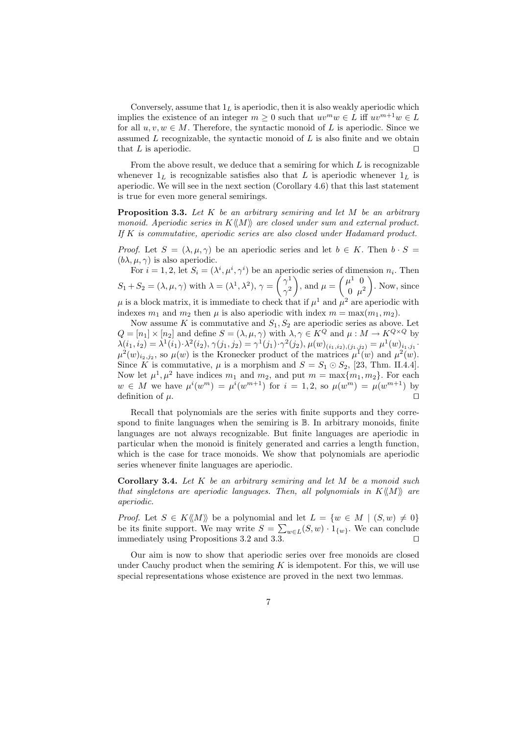Conversely, assume that $1_L$ is aperiodic, then it is also weakly aperiodic which implies the existence of an integer $m \geq 0$ such that $uv^m w \in L$ iff $uv^{m+1}w \in L$ for all $u, v, w \in M$. Therefore, the syntactic monoid of $L$ is aperiodic. Since we assumed $L$ recognizable, the syntactic monoid of $L$ is also finite and we obtain that $L$ is aperiodic. ◻

From the above result, we deduce that a semiring for which $L$ is recognizable whenever $1_L$ is recognizable satisfies also that $L$ is aperiodic whenever $1_L$ is aperiodic. We will see in the next section (Corollary 4.6) that this last statement is true for even more general semirings.

**Proposition 3.3.** *Let $K$ be an arbitrary semiring and let $M$ be an arbitrary monoid. Aperiodic series in $K\langle\langle M\rangle\rangle$ are closed under sum and external product. If $K$ is commutative, aperiodic series are also closed under Hadamard product.*

*Proof.* Let $S = (\lambda, \mu, \gamma)$ be an aperiodic series and let $b \in K$. Then $b \cdot S = (b\lambda, \mu, \gamma)$ is also aperiodic.

For $i = 1, 2$, let $S_i = (\lambda^i, \mu^i, \gamma^i)$ be an aperiodic series of dimension $n_i$. Then $S_1 + S_2 = (\lambda, \mu, \gamma)$ with $\lambda = (\lambda^1, \lambda^2)$, $\gamma = \begin{pmatrix} \gamma^1 \\ \gamma^2 \end{pmatrix}$, and $\mu = \begin{pmatrix} \mu^1 & 0 \\ 0 & \mu^2 \end{pmatrix}$. Now, since $\mu$ is a block matrix, it is immediate to check that if $\mu^1$ and $\mu^2$ are aperiodic with indexes $m_1$ and $m_2$ then $\mu$ is also aperiodic with index $m = \max(m_1, m_2)$.

Now assume $K$ is commutative and $S_1, S_2$ are aperiodic series as above. Let $Q = [n_1] \times [n_2]$ and define $S = (\lambda, \mu, \gamma)$ with $\lambda, \gamma \in K^Q$ and $\mu : M \to K^{Q \times Q}$ by $\lambda(i_1, i_2) = \lambda^1(i_1) \cdot \lambda^2(i_2)$, $\gamma(j_1, j_2) = \gamma^1(j_1) \cdot \gamma^2(j_2)$, $\mu(w)_{(i_1,i_2),(j_1,j_2)} = \mu^1(w)_{i_1,j_1} \cdot \mu^2(w)_{i_2,j_2}$, so $\mu(w)$ is the Kronecker product of the matrices $\mu^1(w)$ and $\mu^2(w)$. Since $K$ is commutative, $\mu$ is a morphism and $S = S_1 \odot S_2$, [23, Thm. II.4.4]. Now let $\mu^1, \mu^2$ have indices $m_1$ and $m_2$, and put $m = \max\{m_1, m_2\}$. For each $w \in M$ we have $\mu^i(w^m) = \mu^i(w^{m+1})$ for $i = 1, 2$, so $\mu(w^m) = \mu(w^{m+1})$ by definition of $\mu$. ◻

Recall that polynomials are the series with finite supports and they correspond to finite languages when the semiring is $\mathbb{B}$. In arbitrary monoids, finite languages are not always recognizable. But finite languages are aperiodic in particular when the monoid is finitely generated and carries a length function, which is the case for trace monoids. We show that polynomials are aperiodic series whenever finite languages are aperiodic.

**Corollary 3.4.** *Let $K$ be an arbitrary semiring and let $M$ be a monoid such that singletons are aperiodic languages. Then, all polynomials in $K\langle\langle M\rangle\rangle$ are aperiodic.*

*Proof.* Let $S \in K\langle\langle M\rangle\rangle$ be a polynomial and let $L = \{w \in M \mid (S, w) \neq 0\}$ be its finite support. We may write $S = \sum_{w \in L}(S, w) \cdot 1_{\{w\}}$. We can conclude immediately using Propositions 3.2 and 3.3. ◻

Our aim is now to show that aperiodic series over free monoids are closed under Cauchy product when the semiring $K$ is idempotent. For this, we will use special representations whose existence are proved in the next two lemmas.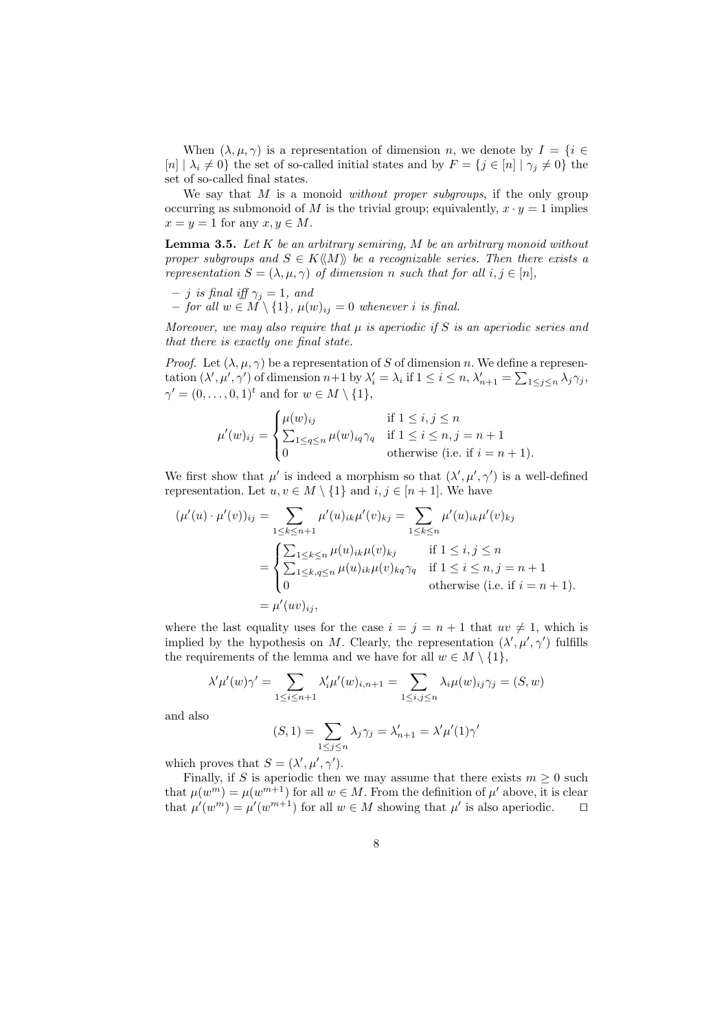When $(\lambda, \mu, \gamma)$ is a representation of dimension $n$, we denote by $I = \{i \in [n] \mid \lambda_i \neq 0\}$ the set of so-called initial states and by $F = \{j \in [n] \mid \gamma_j \neq 0\}$ the set of so-called final states.

We say that $M$ is a monoid *without proper subgroups*, if the only group occurring as submonoid of $M$ is the trivial group; equivalently, $x \cdot y = 1$ implies $x = y = 1$ for any $x, y \in M$.

**Lemma 3.5.** *Let $K$ be an arbitrary semiring, $M$ be an arbitrary monoid without proper subgroups and $S \in K\langle\langle M \rangle\rangle$ be a recognizable series. Then there exists a representation $S = (\lambda, \mu, \gamma)$ of dimension $n$ such that for all $i, j \in [n]$,*

- *$j$ is final iff $\gamma_j = 1$, and*
- *for all $w \in M \setminus \{1\}$, $\mu(w)_{ij} = 0$ whenever $i$ is final.*

*Moreover, we may also require that $\mu$ is aperiodic if $S$ is an aperiodic series and that there is exactly one final state.*

*Proof.* Let $(\lambda, \mu, \gamma)$ be a representation of $S$ of dimension $n$. We define a representation $(\lambda', \mu', \gamma')$ of dimension $n+1$ by $\lambda'_i = \lambda_i$ if $1 \leq i \leq n$, $\lambda'_{n+1} = \sum_{1 \leq j \leq n} \lambda_j \gamma_j$, $\gamma' = (0, \ldots, 0, 1)^t$ and for $w \in M \setminus \{1\}$,

$$\mu'(w)_{ij} = \begin{cases} \mu(w)_{ij} & \text{if } 1 \leq i, j \leq n \\ \sum_{1 \leq q \leq n} \mu(w)_{iq} \gamma_q & \text{if } 1 \leq i \leq n, j = n+1 \\ 0 & \text{otherwise (i.e. if } i = n+1). \end{cases}$$

We first show that $\mu'$ is indeed a morphism so that $(\lambda', \mu', \gamma')$ is a well-defined representation. Let $u, v \in M \setminus \{1\}$ and $i, j \in [n+1]$. We have

$$\begin{aligned}
(\mu'(u) \cdot \mu'(v))_{ij} &= \sum_{1 \leq k \leq n+1} \mu'(u)_{ik} \mu'(v)_{kj} = \sum_{1 \leq k \leq n} \mu'(u)_{ik} \mu'(v)_{kj} \\
&= \begin{cases} \sum_{1 \leq k \leq n} \mu(u)_{ik} \mu(v)_{kj} & \text{if } 1 \leq i, j \leq n \\ \sum_{1 \leq k, q \leq n} \mu(u)_{ik} \mu(v)_{kq} \gamma_q & \text{if } 1 \leq i \leq n, j = n+1 \\ 0 & \text{otherwise (i.e. if } i = n+1). \end{cases} \\
&= \mu'(uv)_{ij},
\end{aligned}$$

where the last equality uses for the case $i = j = n+1$ that $uv \neq 1$, which is implied by the hypothesis on $M$. Clearly, the representation $(\lambda', \mu', \gamma')$ fulfills the requirements of the lemma and we have for all $w \in M \setminus \{1\}$,

$$\lambda' \mu'(w) \gamma' = \sum_{1 \leq i \leq n+1} \lambda'_i \mu'(w)_{i,n+1} = \sum_{1 \leq i,j \leq n} \lambda_i \mu(w)_{ij} \gamma_j = (S, w)$$

and also

$$(S, 1) = \sum_{1 \leq j \leq n} \lambda_j \gamma_j = \lambda'_{n+1} = \lambda' \mu'(1) \gamma'$$

which proves that $S = (\lambda', \mu', \gamma')$.

Finally, if $S$ is aperiodic then we may assume that there exists $m \geq 0$ such that $\mu(w^m) = \mu(w^{m+1})$ for all $w \in M$. From the definition of $\mu'$ above, it is clear that $\mu'(w^m) = \mu'(w^{m+1})$ for all $w \in M$ showing that $\mu'$ is also aperiodic. $\square$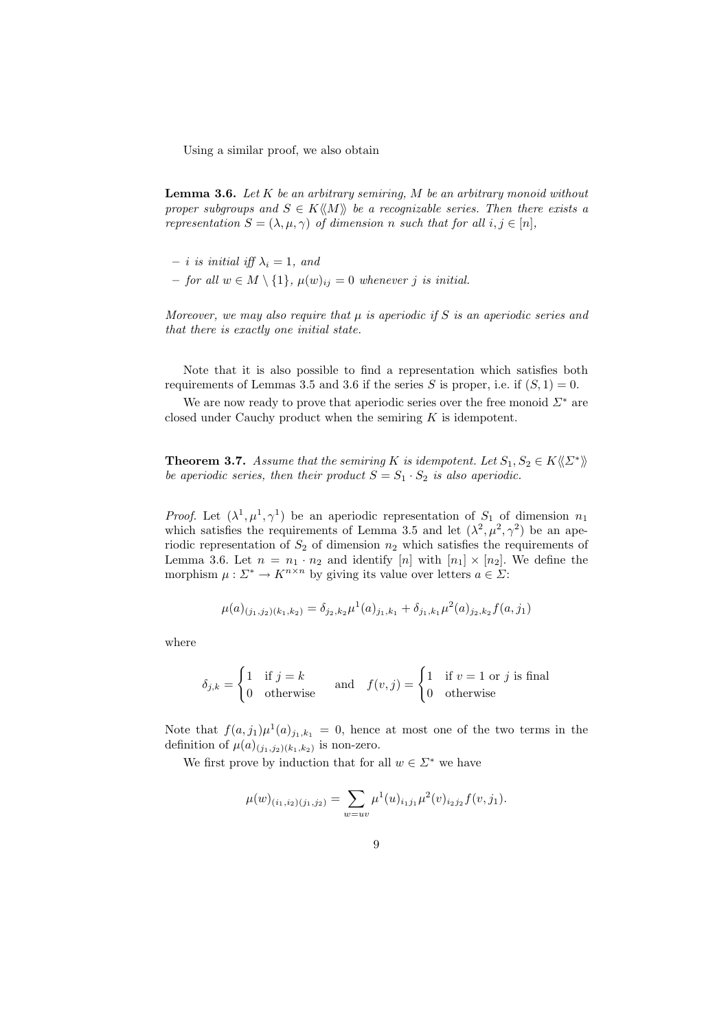Using a similar proof, we also obtain

**Lemma 3.6.** *Let $K$ be an arbitrary semiring, $M$ be an arbitrary monoid without proper subgroups and $S \in K\langle\langle M \rangle\rangle$ be a recognizable series. Then there exists a representation $S = (\lambda, \mu, \gamma)$ of dimension $n$ such that for all $i, j \in [n]$,*

- *$i$ is initial iff $\lambda_i = 1$, and*
- *for all $w \in M \setminus \{1\}$, $\mu(w)_{ij} = 0$ whenever $j$ is initial.*

*Moreover, we may also require that $\mu$ is aperiodic if $S$ is an aperiodic series and that there is exactly one initial state.*

Note that it is also possible to find a representation which satisfies both requirements of Lemmas 3.5 and 3.6 if the series $S$ is proper, i.e. if $(S, 1) = 0$.

We are now ready to prove that aperiodic series over the free monoid $\Sigma^*$ are closed under Cauchy product when the semiring $K$ is idempotent.

**Theorem 3.7.** *Assume that the semiring $K$ is idempotent. Let $S_1, S_2 \in K\langle\langle \Sigma^* \rangle\rangle$ be aperiodic series, then their product $S = S_1 \cdot S_2$ is also aperiodic.*

*Proof.* Let $(\lambda^1, \mu^1, \gamma^1)$ be an aperiodic representation of $S_1$ of dimension $n_1$ which satisfies the requirements of Lemma 3.5 and let $(\lambda^2, \mu^2, \gamma^2)$ be an aperiodic representation of $S_2$ of dimension $n_2$ which satisfies the requirements of Lemma 3.6. Let $n = n_1 \cdot n_2$ and identify $[n]$ with $[n_1] \times [n_2]$. We define the morphism $\mu : \Sigma^* \to K^{n \times n}$ by giving its value over letters $a \in \Sigma$:

$$\mu(a)_{(j_1,j_2)(k_1,k_2)} = \delta_{j_2,k_2} \mu^1(a)_{j_1,k_1} + \delta_{j_1,k_1} \mu^2(a)_{j_2,k_2} f(a, j_1)$$

where

$$\delta_{j,k} = \begin{cases} 1 & \text{if } j = k \\ 0 & \text{otherwise} \end{cases} \quad \text{and} \quad f(v, j) = \begin{cases} 1 & \text{if } v = 1 \text{ or } j \text{ is final} \\ 0 & \text{otherwise} \end{cases}$$

Note that $f(a, j_1)\mu^1(a)_{j_1,k_1} = 0$, hence at most one of the two terms in the definition of $\mu(a)_{(j_1,j_2)(k_1,k_2)}$ is non-zero.

We first prove by induction that for all $w \in \Sigma^*$ we have

$$\mu(w)_{(i_1,i_2)(j_1,j_2)} = \sum_{w=uv} \mu^1(u)_{i_1 j_1} \mu^2(v)_{i_2 j_2} f(v, j_1).$$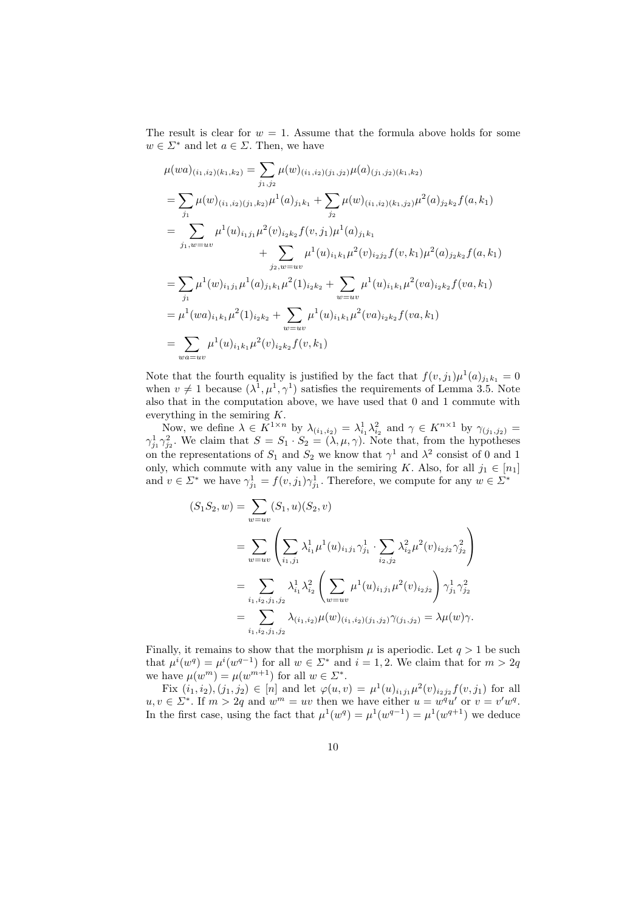The result is clear for $w = 1$. Assume that the formula above holds for some $w \in \Sigma^*$ and let $a \in \Sigma$. Then, we have

$$
\begin{aligned}
\mu(wa)_{(i_1,i_2)(k_1,k_2)} &= \sum_{j_1,j_2} \mu(w)_{(i_1,i_2)(j_1,j_2)} \mu(a)_{(j_1,j_2)(k_1,k_2)} \\
&= \sum_{j_1} \mu(w)_{(i_1,i_2)(j_1,k_2)} \mu^1(a)_{j_1 k_1} + \sum_{j_2} \mu(w)_{(i_1,i_2)(k_1,j_2)} \mu^2(a)_{j_2 k_2} f(a, k_1) \\
&= \sum_{j_1, w=uv} \mu^1(u)_{i_1 j_1} \mu^2(v)_{i_2 k_2} f(v, j_1) \mu^1(a)_{j_1 k_1} \\
&\qquad + \sum_{j_2, w=uv} \mu^1(u)_{i_1 k_1} \mu^2(v)_{i_2 j_2} f(v, k_1) \mu^2(a)_{j_2 k_2} f(a, k_1) \\
&= \sum_{j_1} \mu^1(w)_{i_1 j_1} \mu^1(a)_{j_1 k_1} \mu^2(1)_{i_2 k_2} + \sum_{w=uv} \mu^1(u)_{i_1 k_1} \mu^2(va)_{i_2 k_2} f(va, k_1) \\
&= \mu^1(wa)_{i_1 k_1} \mu^2(1)_{i_2 k_2} + \sum_{w=uv} \mu^1(u)_{i_1 k_1} \mu^2(va)_{i_2 k_2} f(va, k_1) \\
&= \sum_{wa=uv} \mu^1(u)_{i_1 k_1} \mu^2(v)_{i_2 k_2} f(v, k_1)
\end{aligned}
$$

Note that the fourth equality is justified by the fact that $f(v, j_1)\mu^1(a)_{j_1 k_1} = 0$ when $v \neq 1$ because $(\lambda^1, \mu^1, \gamma^1)$ satisfies the requirements of Lemma 3.5. Note also that in the computation above, we have used that 0 and 1 commute with everything in the semiring $K$.

Now, we define $\lambda \in K^{1 \times n}$ by $\lambda_{(i_1,i_2)} = \lambda^1_{i_1} \lambda^2_{i_2}$ and $\gamma \in K^{n \times 1}$ by $\gamma_{(j_1,j_2)} = \gamma^1_{j_1} \gamma^2_{j_2}$. We claim that $S = S_1 \cdot S_2 = (\lambda, \mu, \gamma)$. Note that, from the hypotheses on the representations of $S_1$ and $S_2$ we know that $\gamma^1$ and $\lambda^2$ consist of 0 and 1 only, which commute with any value in the semiring $K$. Also, for all $j_1 \in [n_1]$ and $v \in \Sigma^*$ we have $\gamma^1_{j_1} = f(v, j_1)\gamma^1_{j_1}$. Therefore, we compute for any $w \in \Sigma^*$

$$
\begin{aligned}
(S_1 S_2, w) &= \sum_{w=uv} (S_1, u)(S_2, v) \\
&= \sum_{w=uv} \left( \sum_{i_1,j_1} \lambda^1_{i_1} \mu^1(u)_{i_1 j_1} \gamma^1_{j_1} \cdot \sum_{i_2,j_2} \lambda^2_{i_2} \mu^2(v)_{i_2 j_2} \gamma^2_{j_2} \right) \\
&= \sum_{i_1,i_2,j_1,j_2} \lambda^1_{i_1} \lambda^2_{i_2} \left( \sum_{w=uv} \mu^1(u)_{i_1 j_1} \mu^2(v)_{i_2 j_2} \right) \gamma^1_{j_1} \gamma^2_{j_2} \\
&= \sum_{i_1,i_2,j_1,j_2} \lambda_{(i_1,i_2)} \mu(w)_{(i_1,i_2)(j_1,j_2)} \gamma_{(j_1,j_2)} = \lambda \mu(w) \gamma.
\end{aligned}
$$

Finally, it remains to show that the morphism $\mu$ is aperiodic. Let $q > 1$ be such that $\mu^i(w^q) = \mu^i(w^{q-1})$ for all $w \in \Sigma^*$ and $i = 1, 2$. We claim that for $m > 2q$ we have $\mu(w^m) = \mu(w^{m+1})$ for all $w \in \Sigma^*$.

Fix $(i_1, i_2), (j_1, j_2) \in [n]$ and let $\varphi(u, v) = \mu^1(u)_{i_1 j_1} \mu^2(v)_{i_2 j_2} f(v, j_1)$ for all $u, v \in \Sigma^*$. If $m > 2q$ and $w^m = uv$ then we have either $u = w^q u'$ or $v = v' w^q$. In the first case, using the fact that $\mu^1(w^q) = \mu^1(w^{q-1}) = \mu^1(w^{q+1})$ we deduce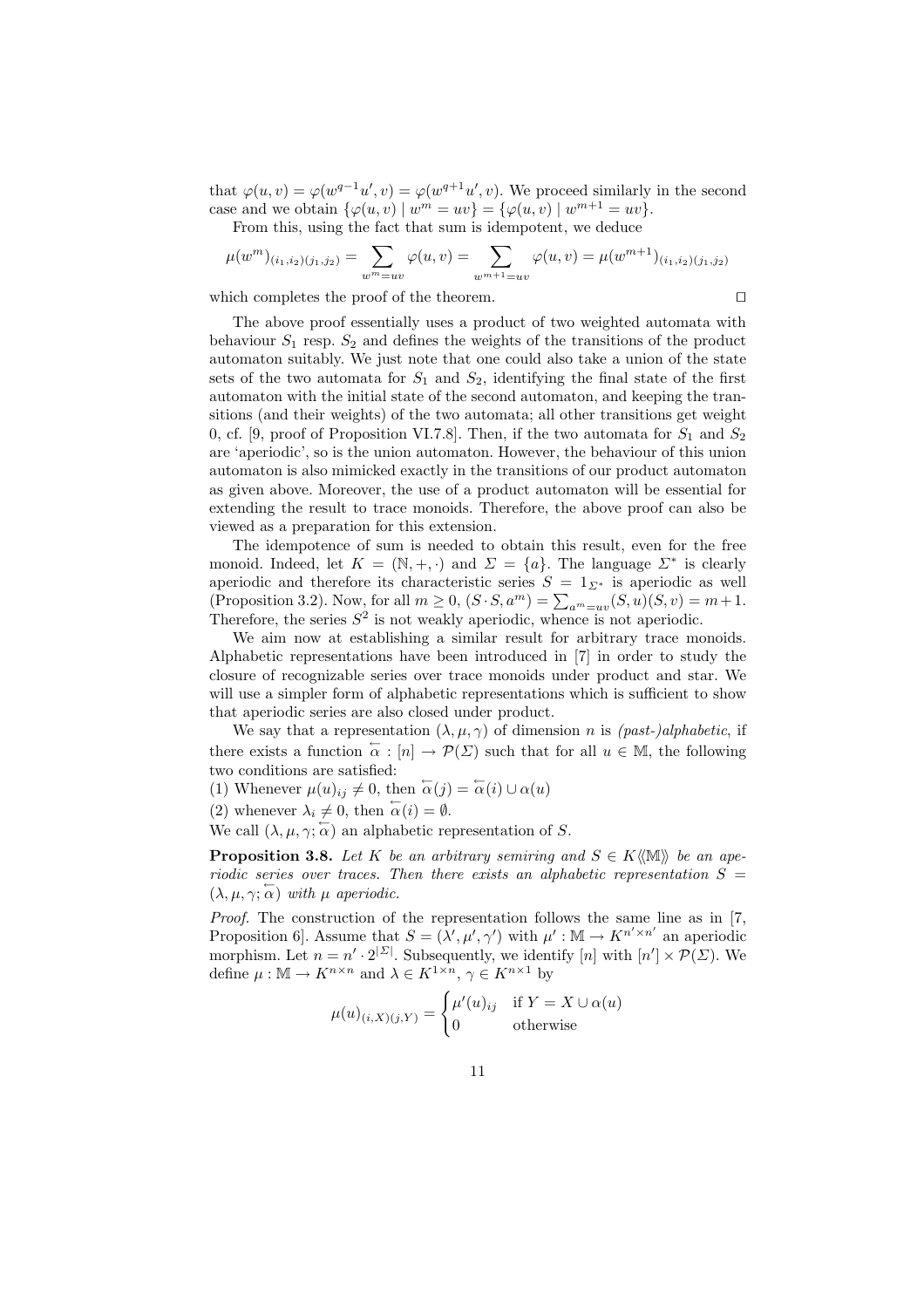that $\varphi(u, v) = \varphi(w^{q-1}u', v) = \varphi(w^{q+1}u', v)$. We proceed similarly in the second case and we obtain $\{\varphi(u, v) \mid w^m = uv\} = \{\varphi(u, v) \mid w^{m+1} = uv\}$.

From this, using the fact that sum is idempotent, we deduce

$$\mu(w^m)_{(i_1,i_2)(j_1,j_2)} = \sum_{w^m=uv} \varphi(u, v) = \sum_{w^{m+1}=uv} \varphi(u, v) = \mu(w^{m+1})_{(i_1,i_2)(j_1,j_2)}$$

which completes the proof of the theorem. □

The above proof essentially uses a product of two weighted automata with behaviour $S_1$ resp. $S_2$ and defines the weights of the transitions of the product automaton suitably. We just note that one could also take a union of the state sets of the two automata for $S_1$ and $S_2$, identifying the final state of the first automaton with the initial state of the second automaton, and keeping the transitions (and their weights) of the two automata; all other transitions get weight 0, cf. [9, proof of Proposition VI.7.8]. Then, if the two automata for $S_1$ and $S_2$ are 'aperiodic', so is the union automaton. However, the behaviour of this union automaton is also mimicked exactly in the transitions of our product automaton as given above. Moreover, the use of a product automaton will be essential for extending the result to trace monoids. Therefore, the above proof can also be viewed as a preparation for this extension.

The idempotence of sum is needed to obtain this result, even for the free monoid. Indeed, let $K = (\mathbb{N}, +, \cdot)$ and $\Sigma = \{a\}$. The language $\Sigma^*$ is clearly aperiodic and therefore its characteristic series $S = 1_{\Sigma^*}$ is aperiodic as well (Proposition 3.2). Now, for all $m \geq 0$, $(S \cdot S, a^m) = \sum_{a^m=uv}(S, u)(S, v) = m+1$. Therefore, the series $S^2$ is not weakly aperiodic, whence is not aperiodic.

We aim now at establishing a similar result for arbitrary trace monoids. Alphabetic representations have been introduced in [7] in order to study the closure of recognizable series over trace monoids under product and star. We will use a simpler form of alphabetic representations which is sufficient to show that aperiodic series are also closed under product.

We say that a representation $(\lambda, \mu, \gamma)$ of dimension $n$ is *(past-)alphabetic*, if there exists a function $\overleftarrow{\alpha} : [n] \to \mathcal{P}(\Sigma)$ such that for all $u \in \mathbb{M}$, the following two conditions are satisfied:

(1) Whenever $\mu(u)_{ij} \neq 0$, then $\overleftarrow{\alpha}(j) = \overleftarrow{\alpha}(i) \cup \alpha(u)$

(2) whenever $\lambda_i \neq 0$, then $\overleftarrow{\alpha}(i) = \emptyset$.

We call $(\lambda, \mu, \gamma; \overleftarrow{\alpha})$ an alphabetic representation of $S$.

**Proposition 3.8.** *Let $K$ be an arbitrary semiring and $S \in K\langle\langle\mathbb{M}\rangle\rangle$ be an aperiodic series over traces. Then there exists an alphabetic representation $S = (\lambda, \mu, \gamma; \overleftarrow{\alpha})$ with $\mu$ aperiodic.*

*Proof.* The construction of the representation follows the same line as in [7, Proposition 6]. Assume that $S = (\lambda', \mu', \gamma')$ with $\mu' : \mathbb{M} \to K^{n' \times n'}$ an aperiodic morphism. Let $n = n' \cdot 2^{|\Sigma|}$. Subsequently, we identify $[n]$ with $[n'] \times \mathcal{P}(\Sigma)$. We define $\mu : \mathbb{M} \to K^{n \times n}$ and $\lambda \in K^{1 \times n}$, $\gamma \in K^{n \times 1}$ by

$$\mu(u)_{(i,X)(j,Y)} = \begin{cases} \mu'(u)_{ij} & \text{if } Y = X \cup \alpha(u) \\ 0 & \text{otherwise} \end{cases}$$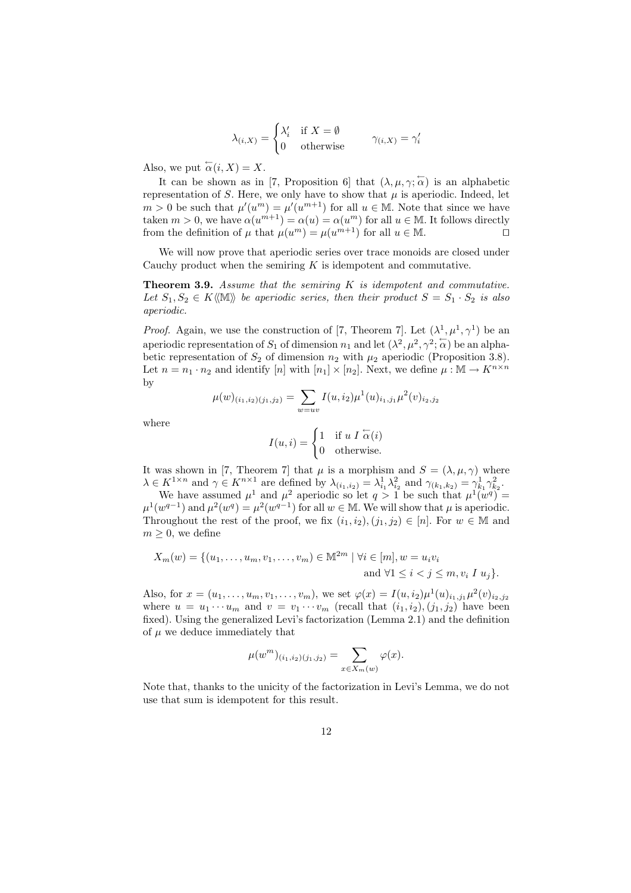$$\lambda_{(i,X)} = \begin{cases} \lambda'_i & \text{if } X = \emptyset \\ 0 & \text{otherwise} \end{cases} \qquad \gamma_{(i,X)} = \gamma'_i$$

Also, we put $\overleftarrow{\alpha}(i, X) = X$.

It can be shown as in [7, Proposition 6] that $(\lambda, \mu, \gamma; \overleftarrow{\alpha})$ is an alphabetic representation of $S$. Here, we only have to show that $\mu$ is aperiodic. Indeed, let $m > 0$ be such that $\mu'(u^m) = \mu'(u^{m+1})$ for all $u \in \mathbb{M}$. Note that since we have taken $m > 0$, we have $\alpha(u^{m+1}) = \alpha(u) = \alpha(u^m)$ for all $u \in \mathbb{M}$. It follows directly from the definition of $\mu$ that $\mu(u^m) = \mu(u^{m+1})$ for all $u \in \mathbb{M}$. □

We will now prove that aperiodic series over trace monoids are closed under Cauchy product when the semiring $K$ is idempotent and commutative.

**Theorem 3.9.** *Assume that the semiring $K$ is idempotent and commutative. Let $S_1, S_2 \in K\langle\langle\mathbb{M}\rangle\rangle$ be aperiodic series, then their product $S = S_1 \cdot S_2$ is also aperiodic.*

*Proof.* Again, we use the construction of [7, Theorem 7]. Let $(\lambda^1, \mu^1, \gamma^1)$ be an aperiodic representation of $S_1$ of dimension $n_1$ and let $(\lambda^2, \mu^2, \gamma^2; \overleftarrow{\alpha})$ be an alphabetic representation of $S_2$ of dimension $n_2$ with $\mu_2$ aperiodic (Proposition 3.8). Let $n = n_1 \cdot n_2$ and identify $[n]$ with $[n_1] \times [n_2]$. Next, we define $\mu : \mathbb{M} \to K^{n\times n}$ by

$$\mu(w)_{(i_1,i_2)(j_1,j_2)} = \sum_{w=uv} I(u, i_2)\mu^1(u)_{i_1,j_1}\mu^2(v)_{i_2,j_2}$$

where

$$I(u, i) = \begin{cases} 1 & \text{if } u \; I \; \overleftarrow{\alpha}(i) \\ 0 & \text{otherwise.} \end{cases}$$

It was shown in [7, Theorem 7] that $\mu$ is a morphism and $S = (\lambda, \mu, \gamma)$ where $\lambda \in K^{1\times n}$ and $\gamma \in K^{n\times 1}$ are defined by $\lambda_{(i_1,i_2)} = \lambda^1_{i_1}\lambda^2_{i_2}$ and $\gamma_{(k_1,k_2)} = \gamma^1_{k_1}\gamma^2_{k_2}$.

We have assumed $\mu^1$ and $\mu^2$ aperiodic so let $q > 1$ be such that $\mu^1(w^q) = \mu^1(w^{q-1})$ and $\mu^2(w^q) = \mu^2(w^{q-1})$ for all $w \in \mathbb{M}$. We will show that $\mu$ is aperiodic. Throughout the rest of the proof, we fix $(i_1, i_2), (j_1, j_2) \in [n]$. For $w \in \mathbb{M}$ and $m \geq 0$, we define

$$X_m(w) = \{(u_1, \ldots, u_m, v_1, \ldots, v_m) \in \mathbb{M}^{2m} \mid \forall i \in [m], w = u_i v_i \text{ and } \forall 1 \leq i < j \leq m, v_i \; I \; u_j\}.$$

Also, for $x = (u_1, \ldots, u_m, v_1, \ldots, v_m)$, we set $\varphi(x) = I(u, i_2)\mu^1(u)_{i_1,j_1}\mu^2(v)_{i_2,j_2}$ where $u = u_1 \cdots u_m$ and $v = v_1 \cdots v_m$ (recall that $(i_1, i_2), (j_1, j_2)$ have been fixed). Using the generalized Levi's factorization (Lemma 2.1) and the definition of $\mu$ we deduce immediately that

$$\mu(w^m)_{(i_1,i_2)(j_1,j_2)} = \sum_{x\in X_m(w)} \varphi(x).$$

Note that, thanks to the unicity of the factorization in Levi's Lemma, we do not use that sum is idempotent for this result.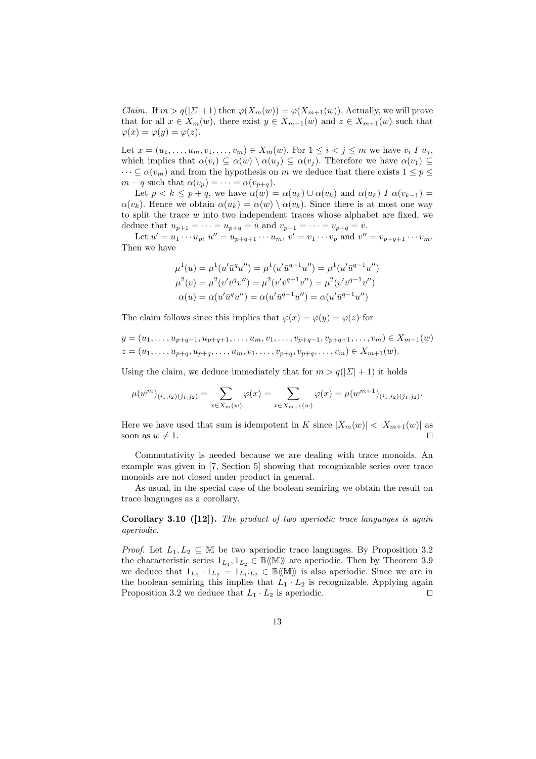*Claim.* If $m > q(|\Sigma|+1)$ then $\varphi(X_m(w)) = \varphi(X_{m+1}(w))$. Actually, we will prove that for all $x \in X_m(w)$, there exist $y \in X_{m-1}(w)$ and $z \in X_{m+1}(w)$ such that $\varphi(x) = \varphi(y) = \varphi(z)$.

Let $x = (u_1, \ldots, u_m, v_1, \ldots, v_m) \in X_m(w)$. For $1 \leq i < j \leq m$ we have $v_i \; I \; u_j$, which implies that $\alpha(v_i) \subseteq \alpha(w) \setminus \alpha(u_j) \subseteq \alpha(v_j)$. Therefore we have $\alpha(v_1) \subseteq \cdots \subseteq \alpha(v_m)$ and from the hypothesis on $m$ we deduce that there exists $1 \leq p \leq m - q$ such that $\alpha(v_p) = \cdots = \alpha(v_{p+q})$.

Let $p < k \leq p + q$, we have $\alpha(w) = \alpha(u_k) \cup \alpha(v_k)$ and $\alpha(u_k) \; I \; \alpha(v_{k-1}) = \alpha(v_k)$. Hence we obtain $\alpha(u_k) = \alpha(w) \setminus \alpha(v_k)$. Since there is at most one way to split the trace $w$ into two independent traces whose alphabet are fixed, we deduce that $u_{p+1} = \cdots = u_{p+q} = \bar{u}$ and $v_{p+1} = \cdots = v_{p+q} = \bar{v}$.

Let $u' = u_1 \cdots u_p$, $u'' = u_{p+q+1} \cdots u_m$, $v' = v_1 \cdots v_p$ and $v'' = v_{p+q+1} \cdots v_m$. Then we have

$$\mu^1(u) = \mu^1(u'\bar{u}^q u'') = \mu^1(u'\bar{u}^{q+1} u'') = \mu^1(u'\bar{u}^{q-1} u'')$$
$$\mu^2(v) = \mu^2(v'\bar{v}^q v'') = \mu^2(v'\bar{v}^{q+1} v'') = \mu^2(v'\bar{v}^{q-1} v'')$$
$$\alpha(u) = \alpha(u'\bar{u}^q u'') = \alpha(u'\bar{u}^{q+1} u'') = \alpha(u'\bar{u}^{q-1} u'')$$

The claim follows since this implies that $\varphi(x) = \varphi(y) = \varphi(z)$ for

$$y = (u_1, \ldots, u_{p+q-1}, u_{p+q+1}, \ldots, u_m, v_1, \ldots, v_{p+q-1}, v_{p+q+1}, \ldots, v_m) \in X_{m-1}(w)$$
$$z = (u_1, \ldots, u_{p+q}, u_{p+q}, \ldots, u_m, v_1, \ldots, v_{p+q}, v_{p+q}, \ldots, v_m) \in X_{m+1}(w).$$

Using the claim, we deduce immediately that for $m > q(|\Sigma| + 1)$ it holds

$$\mu(w^m)_{(i_1,i_2)(j_1,j_2)} = \sum_{x \in X_m(w)} \varphi(x) = \sum_{x \in X_{m+1}(w)} \varphi(x) = \mu(w^{m+1})_{(i_1,i_2)(j_1,j_2)}.$$

Here we have used that sum is idempotent in $K$ since $|X_m(w)| < |X_{m+1}(w)|$ as soon as $w \neq 1$. $\square$

Commutativity is needed because we are dealing with trace monoids. An example was given in [7, Section 5] showing that recognizable series over trace monoids are not closed under product in general.

As usual, in the special case of the boolean semiring we obtain the result on trace languages as a corollary.

**Corollary 3.10 ([12]).** *The product of two aperiodic trace languages is again aperiodic.*

*Proof.* Let $L_1, L_2 \subseteq \mathbb{M}$ be two aperiodic trace languages. By Proposition 3.2 the characteristic series $1_{L_1}, 1_{L_2} \in \mathbb{B}\langle\langle \mathbb{M} \rangle\rangle$ are aperiodic. Then by Theorem 3.9 we deduce that $1_{L_1} \cdot 1_{L_2} = 1_{L_1 \cdot L_2} \in \mathbb{B}\langle\langle \mathbb{M} \rangle\rangle$ is also aperiodic. Since we are in the boolean semiring this implies that $L_1 \cdot L_2$ is recognizable. Applying again Proposition 3.2 we deduce that $L_1 \cdot L_2$ is aperiodic. $\square$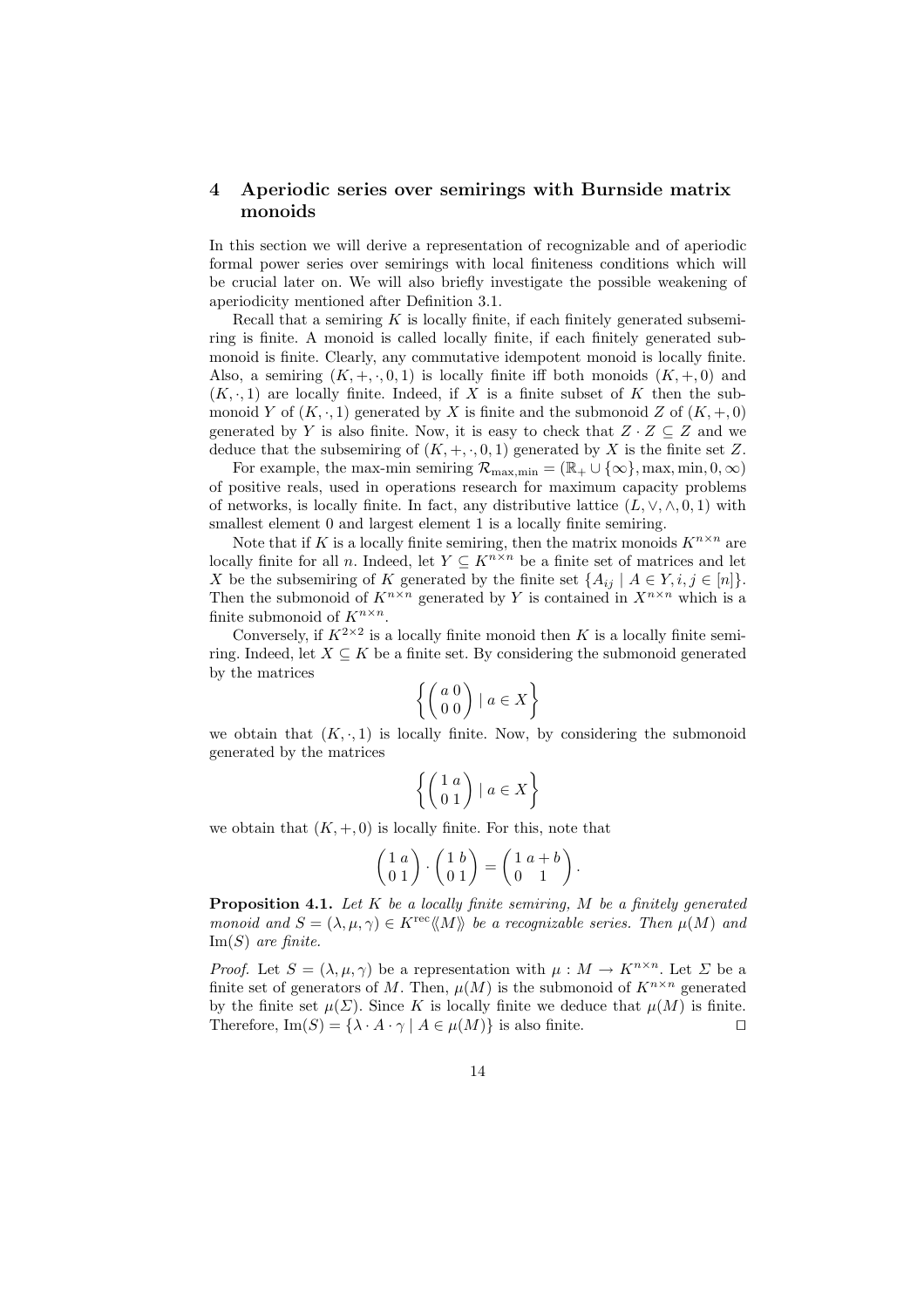## 4 Aperiodic series over semirings with Burnside matrix monoids

In this section we will derive a representation of recognizable and of aperiodic formal power series over semirings with local finiteness conditions which will be crucial later on. We will also briefly investigate the possible weakening of aperiodicity mentioned after Definition 3.1.

Recall that a semiring $K$ is locally finite, if each finitely generated subsemiring is finite. A monoid is called locally finite, if each finitely generated submonoid is finite. Clearly, any commutative idempotent monoid is locally finite. Also, a semiring $(K, +, \cdot, 0, 1)$ is locally finite iff both monoids $(K, +, 0)$ and $(K, \cdot, 1)$ are locally finite. Indeed, if $X$ is a finite subset of $K$ then the submonoid $Y$ of $(K, \cdot, 1)$ generated by $X$ is finite and the submonoid $Z$ of $(K, +, 0)$ generated by $Y$ is also finite. Now, it is easy to check that $Z \cdot Z \subseteq Z$ and we deduce that the subsemiring of $(K, +, \cdot, 0, 1)$ generated by $X$ is the finite set $Z$.

For example, the max-min semiring $\mathcal{R}_{\max,\min} = (\mathbb{R}_+ \cup \{\infty\}, \max, \min, 0, \infty)$ of positive reals, used in operations research for maximum capacity problems of networks, is locally finite. In fact, any distributive lattice $(L, \vee, \wedge, 0, 1)$ with smallest element 0 and largest element 1 is a locally finite semiring.

Note that if $K$ is a locally finite semiring, then the matrix monoids $K^{n\times n}$ are locally finite for all $n$. Indeed, let $Y \subseteq K^{n\times n}$ be a finite set of matrices and let $X$ be the subsemiring of $K$ generated by the finite set $\{A_{ij} \mid A \in Y, i, j \in [n]\}$. Then the submonoid of $K^{n\times n}$ generated by $Y$ is contained in $X^{n\times n}$ which is a finite submonoid of $K^{n\times n}$.

Conversely, if $K^{2\times 2}$ is a locally finite monoid then $K$ is a locally finite semiring. Indeed, let $X \subseteq K$ be a finite set. By considering the submonoid generated by the matrices

$$\left\{ \begin{pmatrix} a & 0 \\ 0 & 0 \end{pmatrix} \mid a \in X \right\}$$

we obtain that $(K, \cdot, 1)$ is locally finite. Now, by considering the submonoid generated by the matrices

$$\left\{ \begin{pmatrix} 1 & a \\ 0 & 1 \end{pmatrix} \mid a \in X \right\}$$

we obtain that $(K, +, 0)$ is locally finite. For this, note that

$$\begin{pmatrix} 1 & a \\ 0 & 1 \end{pmatrix} \cdot \begin{pmatrix} 1 & b \\ 0 & 1 \end{pmatrix} = \begin{pmatrix} 1 & a+b \\ 0 & 1 \end{pmatrix}.$$

**Proposition 4.1.** *Let $K$ be a locally finite semiring, $M$ be a finitely generated monoid and $S = (\lambda, \mu, \gamma) \in K^{\text{rec}}\langle\langle M \rangle\rangle$ be a recognizable series. Then $\mu(M)$ and $\text{Im}(S)$ are finite.*

*Proof.* Let $S = (\lambda, \mu, \gamma)$ be a representation with $\mu : M \to K^{n\times n}$. Let $\Sigma$ be a finite set of generators of $M$. Then, $\mu(M)$ is the submonoid of $K^{n\times n}$ generated by the finite set $\mu(\Sigma)$. Since $K$ is locally finite we deduce that $\mu(M)$ is finite. Therefore, $\text{Im}(S) = \{\lambda \cdot A \cdot \gamma \mid A \in \mu(M)\}$ is also finite. $\square$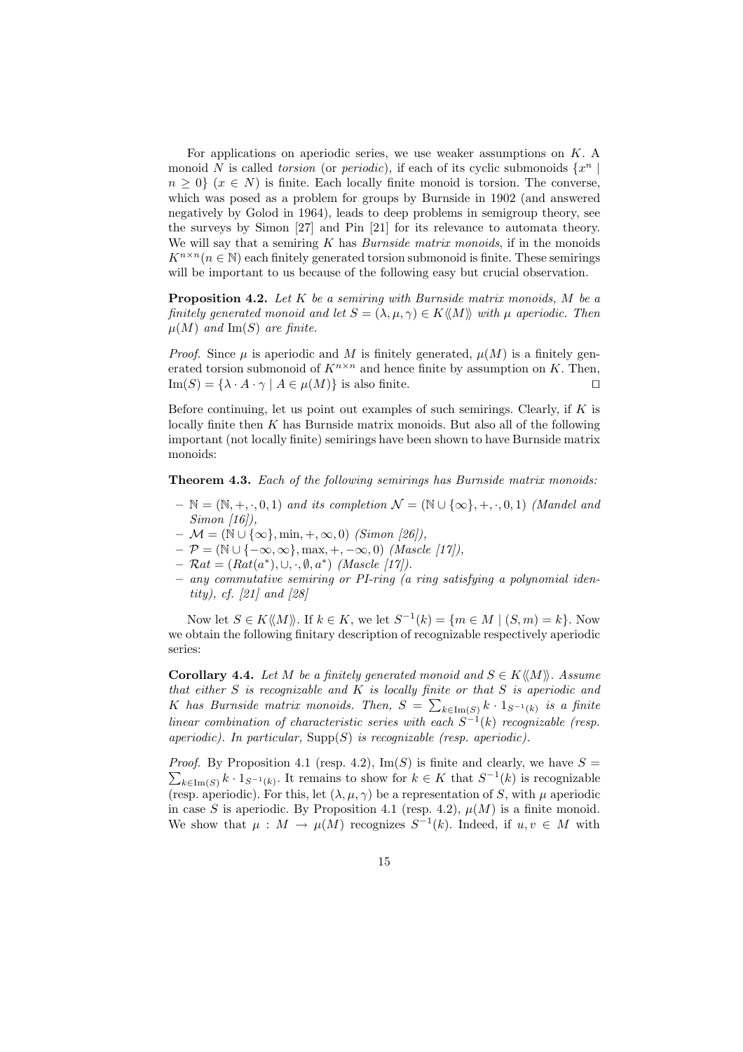For applications on aperiodic series, we use weaker assumptions on $K$. A monoid $N$ is called *torsion* (or *periodic*), if each of its cyclic submonoids $\{x^n \mid n \geq 0\}$ $(x \in N)$ is finite. Each locally finite monoid is torsion. The converse, which was posed as a problem for groups by Burnside in 1902 (and answered negatively by Golod in 1964), leads to deep problems in semigroup theory, see the surveys by Simon [27] and Pin [21] for its relevance to automata theory. We will say that a semiring $K$ has *Burnside matrix monoids*, if in the monoids $K^{n\times n} (n \in \mathbb{N})$ each finitely generated torsion submonoid is finite. These semirings will be important to us because of the following easy but crucial observation.

**Proposition 4.2.** *Let $K$ be a semiring with Burnside matrix monoids, $M$ be a finitely generated monoid and let $S = (\lambda, \mu, \gamma) \in K\langle\langle M\rangle\rangle$ with $\mu$ aperiodic. Then $\mu(M)$ and $\mathrm{Im}(S)$ are finite.*

*Proof.* Since $\mu$ is aperiodic and $M$ is finitely generated, $\mu(M)$ is a finitely generated torsion submonoid of $K^{n\times n}$ and hence finite by assumption on $K$. Then, $\mathrm{Im}(S) = \{\lambda \cdot A \cdot \gamma \mid A \in \mu(M)\}$ is also finite. ☐

Before continuing, let us point out examples of such semirings. Clearly, if $K$ is locally finite then $K$ has Burnside matrix monoids. But also all of the following important (not locally finite) semirings have been shown to have Burnside matrix monoids:

**Theorem 4.3.** *Each of the following semirings has Burnside matrix monoids:*

- $\mathbb{N} = (\mathbb{N}, +, \cdot, 0, 1)$ *and its completion* $\mathcal{N} = (\mathbb{N} \cup \{\infty\}, +, \cdot, 0, 1)$ *(Mandel and Simon [16]),*
- $\mathcal{M} = (\mathbb{N} \cup \{\infty\}, \min, +, \infty, 0)$ *(Simon [26]),*
- $\mathcal{P} = (\mathbb{N} \cup \{-\infty, \infty\}, \max, +, -\infty, 0)$ *(Mascle [17]),*
- $\mathcal{R}at = (Rat(a^*), \cup, \cdot, \emptyset, a^*)$ *(Mascle [17]).*
- *any commutative semiring or PI-ring (a ring satisfying a polynomial identity), cf. [21] and [28]*

Now let $S \in K\langle\langle M\rangle\rangle$. If $k \in K$, we let $S^{-1}(k) = \{m \in M \mid (S, m) = k\}$. Now we obtain the following finitary description of recognizable respectively aperiodic series:

**Corollary 4.4.** *Let $M$ be a finitely generated monoid and $S \in K\langle\langle M\rangle\rangle$. Assume that either $S$ is recognizable and $K$ is locally finite or that $S$ is aperiodic and $K$ has Burnside matrix monoids. Then, $S = \sum_{k\in \mathrm{Im}(S)} k \cdot 1_{S^{-1}(k)}$ is a finite linear combination of characteristic series with each $S^{-1}(k)$ recognizable (resp. aperiodic). In particular, $\mathrm{Supp}(S)$ is recognizable (resp. aperiodic).*

*Proof.* By Proposition 4.1 (resp. 4.2), $\mathrm{Im}(S)$ is finite and clearly, we have $S = \sum_{k\in \mathrm{Im}(S)} k \cdot 1_{S^{-1}(k)}$. It remains to show for $k \in K$ that $S^{-1}(k)$ is recognizable (resp. aperiodic). For this, let $(\lambda, \mu, \gamma)$ be a representation of $S$, with $\mu$ aperiodic in case $S$ is aperiodic. By Proposition 4.1 (resp. 4.2), $\mu(M)$ is a finite monoid. We show that $\mu : M \to \mu(M)$ recognizes $S^{-1}(k)$. Indeed, if $u, v \in M$ with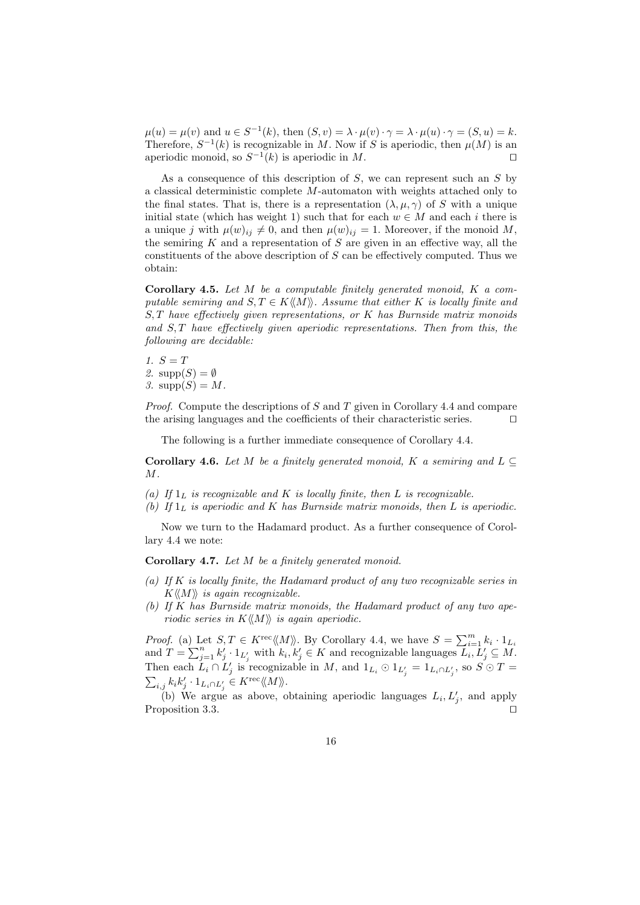$\mu(u) = \mu(v)$ and $u \in S^{-1}(k)$, then $(S, v) = \lambda \cdot \mu(v) \cdot \gamma = \lambda \cdot \mu(u) \cdot \gamma = (S, u) = k$. Therefore, $S^{-1}(k)$ is recognizable in $M$. Now if $S$ is aperiodic, then $\mu(M)$ is an aperiodic monoid, so $S^{-1}(k)$ is aperiodic in $M$. ⊓⊔

As a consequence of this description of $S$, we can represent such an $S$ by a classical deterministic complete $M$-automaton with weights attached only to the final states. That is, there is a representation $(\lambda, \mu, \gamma)$ of $S$ with a unique initial state (which has weight 1) such that for each $w \in M$ and each $i$ there is a unique $j$ with $\mu(w)_{ij} \neq 0$, and then $\mu(w)_{ij} = 1$. Moreover, if the monoid $M$, the semiring $K$ and a representation of $S$ are given in an effective way, all the constituents of the above description of $S$ can be effectively computed. Thus we obtain:

**Corollary 4.5.** *Let $M$ be a computable finitely generated monoid, $K$ a computable semiring and $S, T \in K\langle\langle M\rangle\rangle$. Assume that either $K$ is locally finite and $S, T$ have effectively given representations, or $K$ has Burnside matrix monoids and $S, T$ have effectively given aperiodic representations. Then from this, the following are decidable:*

1. $S = T$
2. $\text{supp}(S) = \emptyset$
3. $\text{supp}(S) = M$.

*Proof.* Compute the descriptions of $S$ and $T$ given in Corollary 4.4 and compare the arising languages and the coefficients of their characteristic series. ⊓⊔

The following is a further immediate consequence of Corollary 4.4.

**Corollary 4.6.** *Let $M$ be a finitely generated monoid, $K$ a semiring and $L \subseteq M$.*

*(a) If $1_L$ is recognizable and $K$ is locally finite, then $L$ is recognizable.*
*(b) If $1_L$ is aperiodic and $K$ has Burnside matrix monoids, then $L$ is aperiodic.*

Now we turn to the Hadamard product. As a further consequence of Corollary 4.4 we note:

**Corollary 4.7.** *Let $M$ be a finitely generated monoid.*

*(a) If $K$ is locally finite, the Hadamard product of any two recognizable series in $K\langle\langle M\rangle\rangle$ is again recognizable.*
*(b) If $K$ has Burnside matrix monoids, the Hadamard product of any two aperiodic series in $K\langle\langle M\rangle\rangle$ is again aperiodic.*

*Proof.* (a) Let $S, T \in K^{\text{rec}}\langle\langle M\rangle\rangle$. By Corollary 4.4, we have $S = \sum_{i=1}^{m} k_i \cdot 1_{L_i}$ and $T = \sum_{j=1}^{n} k'_j \cdot 1_{L'_j}$ with $k_i, k'_j \in K$ and recognizable languages $L_i, L'_j \subseteq M$. Then each $L_i \cap L'_j$ is recognizable in $M$, and $1_{L_i} \odot 1_{L'_j} = 1_{L_i \cap L'_j}$, so $S \odot T = \sum_{i,j} k_i k'_j \cdot 1_{L_i \cap L'_j} \in K^{\text{rec}}\langle\langle M\rangle\rangle$.

(b) We argue as above, obtaining aperiodic languages $L_i, L'_j$, and apply Proposition 3.3. ⊓⊔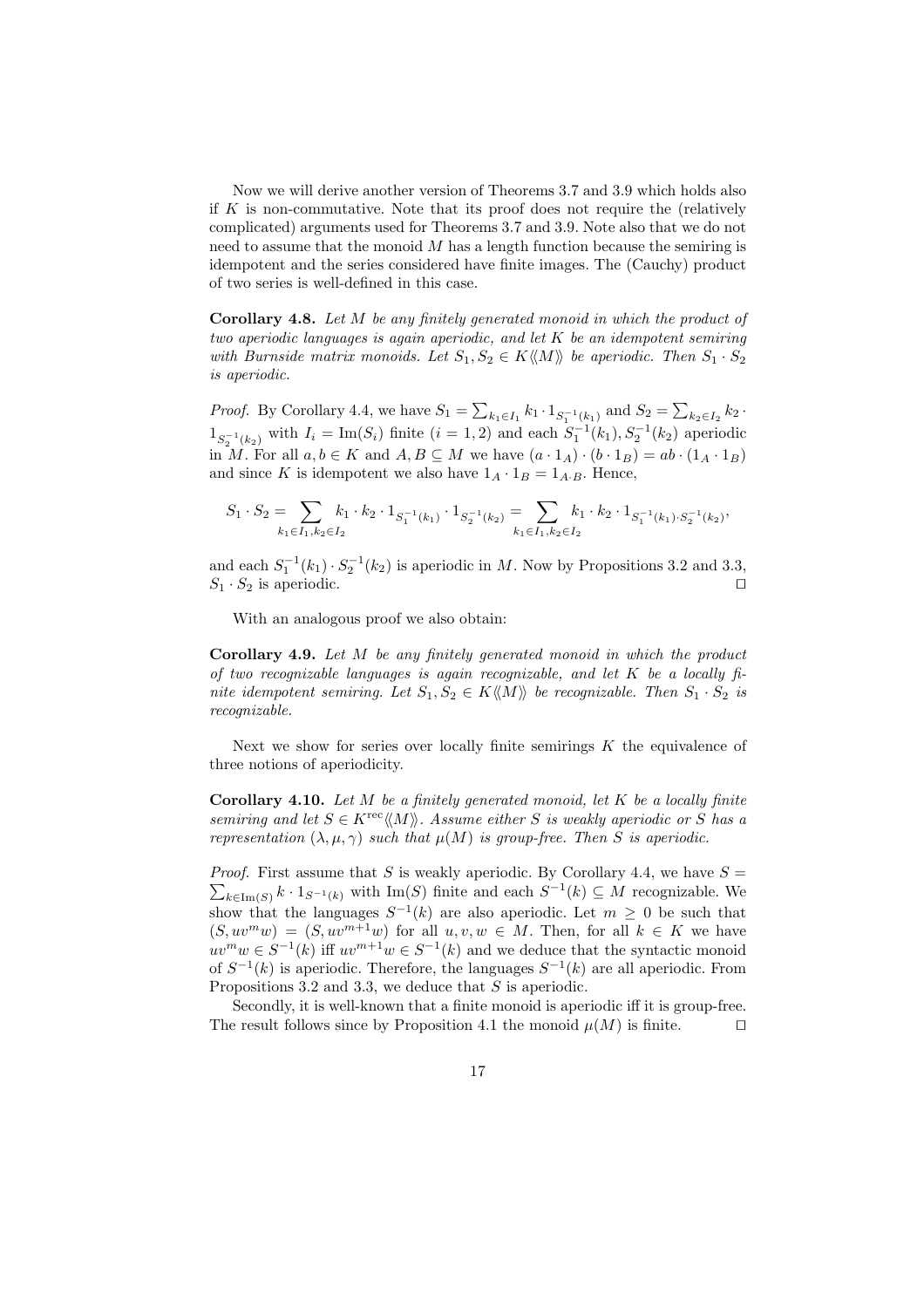Now we will derive another version of Theorems 3.7 and 3.9 which holds also if $K$ is non-commutative. Note that its proof does not require the (relatively complicated) arguments used for Theorems 3.7 and 3.9. Note also that we do not need to assume that the monoid $M$ has a length function because the semiring is idempotent and the series considered have finite images. The (Cauchy) product of two series is well-defined in this case.

**Corollary 4.8.** *Let $M$ be any finitely generated monoid in which the product of two aperiodic languages is again aperiodic, and let $K$ be an idempotent semiring with Burnside matrix monoids. Let $S_1, S_2 \in K\langle\langle M\rangle\rangle$ be aperiodic. Then $S_1 \cdot S_2$ is aperiodic.*

*Proof.* By Corollary 4.4, we have $S_1 = \sum_{k_1 \in I_1} k_1 \cdot 1_{S_1^{-1}(k_1)}$ and $S_2 = \sum_{k_2 \in I_2} k_2 \cdot 1_{S_2^{-1}(k_2)}$ with $I_i = \mathrm{Im}(S_i)$ finite $(i = 1, 2)$ and each $S_1^{-1}(k_1), S_2^{-1}(k_2)$ aperiodic in $M$. For all $a, b \in K$ and $A, B \subseteq M$ we have $(a \cdot 1_A) \cdot (b \cdot 1_B) = ab \cdot (1_A \cdot 1_B)$ and since $K$ is idempotent we also have $1_A \cdot 1_B = 1_{A \cdot B}$. Hence,

$$S_1 \cdot S_2 = \sum_{k_1 \in I_1, k_2 \in I_2} k_1 \cdot k_2 \cdot 1_{S_1^{-1}(k_1)} \cdot 1_{S_2^{-1}(k_2)} = \sum_{k_1 \in I_1, k_2 \in I_2} k_1 \cdot k_2 \cdot 1_{S_1^{-1}(k_1) \cdot S_2^{-1}(k_2)},$$

and each $S_1^{-1}(k_1) \cdot S_2^{-1}(k_2)$ is aperiodic in $M$. Now by Propositions 3.2 and 3.3, $S_1 \cdot S_2$ is aperiodic. $\square$

With an analogous proof we also obtain:

**Corollary 4.9.** *Let $M$ be any finitely generated monoid in which the product of two recognizable languages is again recognizable, and let $K$ be a locally finite idempotent semiring. Let $S_1, S_2 \in K\langle\langle M\rangle\rangle$ be recognizable. Then $S_1 \cdot S_2$ is recognizable.*

Next we show for series over locally finite semirings $K$ the equivalence of three notions of aperiodicity.

**Corollary 4.10.** *Let $M$ be a finitely generated monoid, let $K$ be a locally finite semiring and let $S \in K^{\mathrm{rec}}\langle\langle M\rangle\rangle$. Assume either $S$ is weakly aperiodic or $S$ has a representation $(\lambda, \mu, \gamma)$ such that $\mu(M)$ is group-free. Then $S$ is aperiodic.*

*Proof.* First assume that $S$ is weakly aperiodic. By Corollary 4.4, we have $S = \sum_{k \in \mathrm{Im}(S)} k \cdot 1_{S^{-1}(k)}$ with $\mathrm{Im}(S)$ finite and each $S^{-1}(k) \subseteq M$ recognizable. We show that the languages $S^{-1}(k)$ are also aperiodic. Let $m \geq 0$ be such that $(S, uv^m w) = (S, uv^{m+1} w)$ for all $u, v, w \in M$. Then, for all $k \in K$ we have $uv^m w \in S^{-1}(k)$ iff $uv^{m+1} w \in S^{-1}(k)$ and we deduce that the syntactic monoid of $S^{-1}(k)$ is aperiodic. Therefore, the languages $S^{-1}(k)$ are all aperiodic. From Propositions 3.2 and 3.3, we deduce that $S$ is aperiodic.

Secondly, it is well-known that a finite monoid is aperiodic iff it is group-free. The result follows since by Proposition 4.1 the monoid $\mu(M)$ is finite. $\square$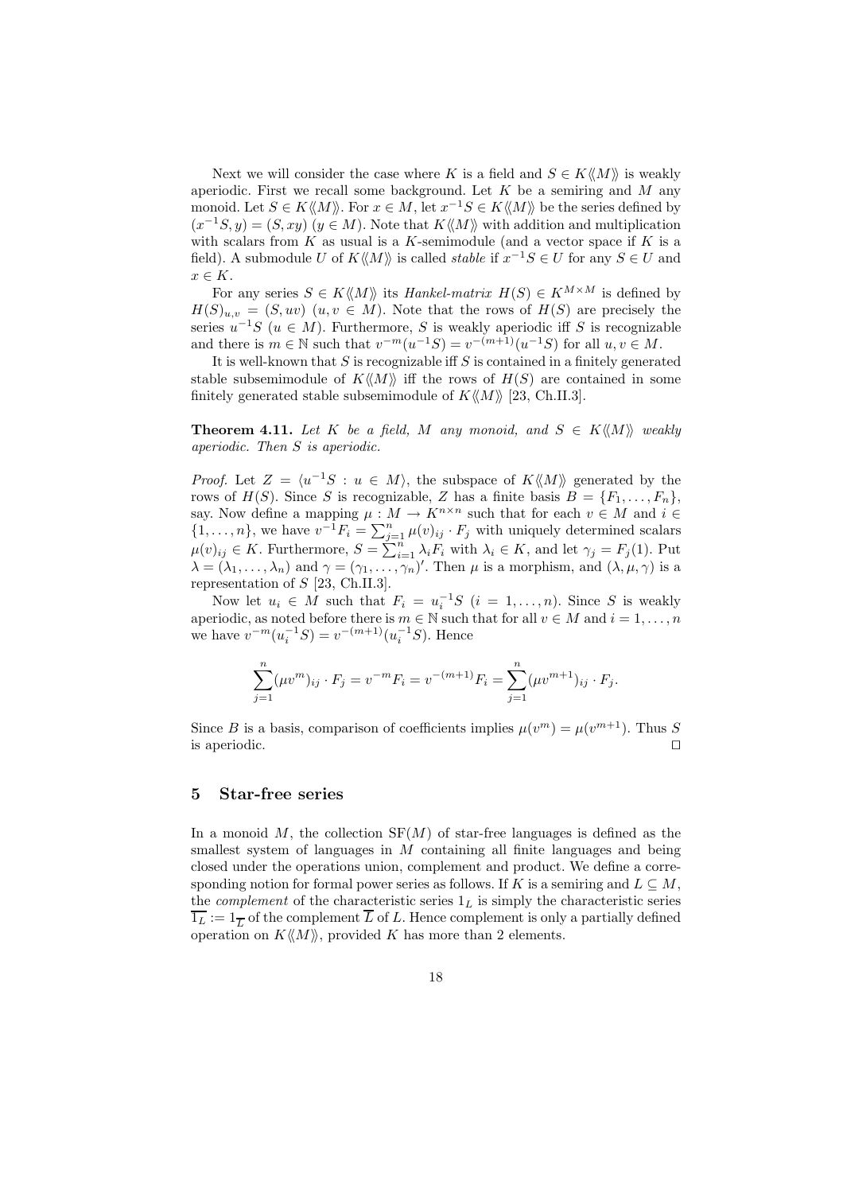Next we will consider the case where $K$ is a field and $S \in K\langle\langle M\rangle\rangle$ is weakly aperiodic. First we recall some background. Let $K$ be a semiring and $M$ any monoid. Let $S \in K\langle\langle M\rangle\rangle$. For $x \in M$, let $x^{-1}S \in K\langle\langle M\rangle\rangle$ be the series defined by $(x^{-1}S, y) = (S, xy)$ $(y \in M)$. Note that $K\langle\langle M\rangle\rangle$ with addition and multiplication with scalars from $K$ as usual is a $K$-semimodule (and a vector space if $K$ is a field). A submodule $U$ of $K\langle\langle M\rangle\rangle$ is called *stable* if $x^{-1}S \in U$ for any $S \in U$ and $x \in K$.

For any series $S \in K\langle\langle M\rangle\rangle$ its *Hankel-matrix* $H(S) \in K^{M\times M}$ is defined by $H(S)_{u,v} = (S, uv)$ $(u, v \in M)$. Note that the rows of $H(S)$ are precisely the series $u^{-1}S$ $(u \in M)$. Furthermore, $S$ is weakly aperiodic iff $S$ is recognizable and there is $m \in \mathbb{N}$ such that $v^{-m}(u^{-1}S) = v^{-(m+1)}(u^{-1}S)$ for all $u, v \in M$.

It is well-known that $S$ is recognizable iff $S$ is contained in a finitely generated stable subsemimodule of $K\langle\langle M\rangle\rangle$ iff the rows of $H(S)$ are contained in some finitely generated stable subsemimodule of $K\langle\langle M\rangle\rangle$ [23, Ch.II.3].

**Theorem 4.11.** *Let $K$ be a field, $M$ any monoid, and $S \in K\langle\langle M\rangle\rangle$ weakly aperiodic. Then $S$ is aperiodic.*

*Proof.* Let $Z = \langle u^{-1}S : u \in M\rangle$, the subspace of $K\langle\langle M\rangle\rangle$ generated by the rows of $H(S)$. Since $S$ is recognizable, $Z$ has a finite basis $B = \{F_1, \ldots, F_n\}$, say. Now define a mapping $\mu : M \to K^{n\times n}$ such that for each $v \in M$ and $i \in \{1, \ldots, n\}$, we have $v^{-1}F_i = \sum_{j=1}^{n} \mu(v)_{ij} \cdot F_j$ with uniquely determined scalars $\mu(v)_{ij} \in K$. Furthermore, $S = \sum_{i=1}^{n} \lambda_i F_i$ with $\lambda_i \in K$, and let $\gamma_j = F_j(1)$. Put $\lambda = (\lambda_1, \ldots, \lambda_n)$ and $\gamma = (\gamma_1, \ldots, \gamma_n)'$. Then $\mu$ is a morphism, and $(\lambda, \mu, \gamma)$ is a representation of $S$ [23, Ch.II.3].

Now let $u_i \in M$ such that $F_i = u_i^{-1}S$ $(i = 1, \ldots, n)$. Since $S$ is weakly aperiodic, as noted before there is $m \in \mathbb{N}$ such that for all $v \in M$ and $i = 1, \ldots, n$ we have $v^{-m}(u_i^{-1}S) = v^{-(m+1)}(u_i^{-1}S)$. Hence

$$\sum_{j=1}^{n} (\mu v^m)_{ij} \cdot F_j = v^{-m}F_i = v^{-(m+1)}F_i = \sum_{j=1}^{n} (\mu v^{m+1})_{ij} \cdot F_j.$$

Since $B$ is a basis, comparison of coefficients implies $\mu(v^m) = \mu(v^{m+1})$. Thus $S$ is aperiodic. □

## 5 Star-free series

In a monoid $M$, the collection $\mathrm{SF}(M)$ of star-free languages is defined as the smallest system of languages in $M$ containing all finite languages and being closed under the operations union, complement and product. We define a corresponding notion for formal power series as follows. If $K$ is a semiring and $L \subseteq M$, the *complement* of the characteristic series $1_L$ is simply the characteristic series $\overline{1_L} := 1_{\overline{L}}$ of the complement $\overline{L}$ of $L$. Hence complement is only a partially defined operation on $K\langle\langle M\rangle\rangle$, provided $K$ has more than 2 elements.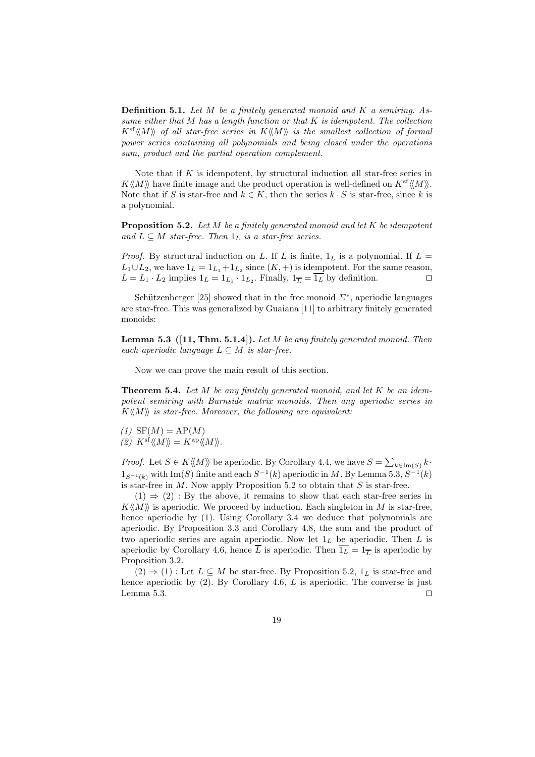**Definition 5.1.** *Let $M$ be a finitely generated monoid and $K$ a semiring. Assume either that $M$ has a length function or that $K$ is idempotent. The collection $K^{\mathrm{sf}}\langle\langle M\rangle\rangle$ of all star-free series in $K\langle\langle M\rangle\rangle$ is the smallest collection of formal power series containing all polynomials and being closed under the operations sum, product and the partial operation complement.*

Note that if $K$ is idempotent, by structural induction all star-free series in $K\langle\langle M\rangle\rangle$ have finite image and the product operation is well-defined on $K^{\mathrm{sf}}\langle\langle M\rangle\rangle$. Note that if $S$ is star-free and $k \in K$, then the series $k \cdot S$ is star-free, since $k$ is a polynomial.

**Proposition 5.2.** *Let $M$ be a finitely generated monoid and let $K$ be idempotent and $L \subseteq M$ star-free. Then $1_L$ is a star-free series.*

*Proof.* By structural induction on $L$. If $L$ is finite, $1_L$ is a polynomial. If $L = L_1 \cup L_2$, we have $1_L = 1_{L_1} + 1_{L_2}$ since $(K, +)$ is idempotent. For the same reason, $L = L_1 \cdot L_2$ implies $1_L = 1_{L_1} \cdot 1_{L_2}$. Finally, $1_{\overline{L}} = \overline{1_L}$ by definition. □

Schützenberger [25] showed that in the free monoid $\Sigma^*$, aperiodic languages are star-free. This was generalized by Guaiana [11] to arbitrary finitely generated monoids:

**Lemma 5.3 ([11, Thm. 5.1.4]).** *Let $M$ be any finitely generated monoid. Then each aperiodic language $L \subseteq M$ is star-free.*

Now we can prove the main result of this section.

**Theorem 5.4.** *Let $M$ be any finitely generated monoid, and let $K$ be an idempotent semiring with Burnside matrix monoids. Then any aperiodic series in $K\langle\langle M\rangle\rangle$ is star-free. Moreover, the following are equivalent:*

*(1)* $\mathrm{SF}(M) = \mathrm{AP}(M)$
*(2)* $K^{\mathrm{sf}}\langle\langle M\rangle\rangle = K^{\mathrm{ap}}\langle\langle M\rangle\rangle$.

*Proof.* Let $S \in K\langle\langle M\rangle\rangle$ be aperiodic. By Corollary 4.4, we have $S = \sum_{k \in \mathrm{Im}(S)} k \cdot 1_{S^{-1}(k)}$ with $\mathrm{Im}(S)$ finite and each $S^{-1}(k)$ aperiodic in $M$. By Lemma 5.3, $S^{-1}(k)$ is star-free in $M$. Now apply Proposition 5.2 to obtain that $S$ is star-free.

$(1) \Rightarrow (2)$ : By the above, it remains to show that each star-free series in $K\langle\langle M\rangle\rangle$ is aperiodic. We proceed by induction. Each singleton in $M$ is star-free, hence aperiodic by (1). Using Corollary 3.4 we deduce that polynomials are aperiodic. By Proposition 3.3 and Corollary 4.8, the sum and the product of two aperiodic series are again aperiodic. Now let $1_L$ be aperiodic. Then $L$ is aperiodic by Corollary 4.6, hence $\overline{L}$ is aperiodic. Then $\overline{1_L} = 1_{\overline{L}}$ is aperiodic by Proposition 3.2.

$(2) \Rightarrow (1)$ : Let $L \subseteq M$ be star-free. By Proposition 5.2, $1_L$ is star-free and hence aperiodic by (2). By Corollary 4.6, $L$ is aperiodic. The converse is just Lemma 5.3. □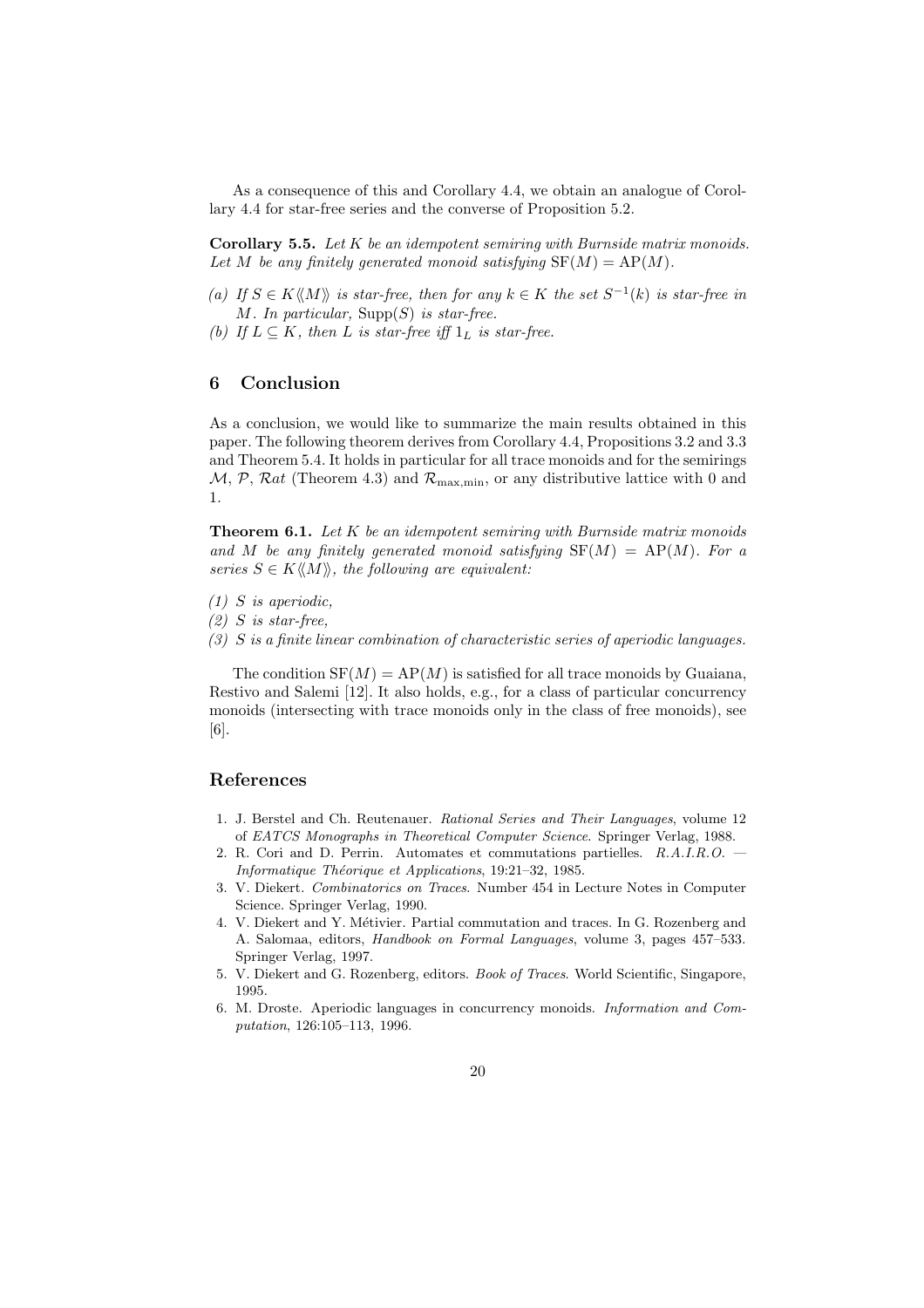As a consequence of this and Corollary 4.4, we obtain an analogue of Corollary 4.4 for star-free series and the converse of Proposition 5.2.

**Corollary 5.5.** *Let $K$ be an idempotent semiring with Burnside matrix monoids. Let $M$ be any finitely generated monoid satisfying $\mathrm{SF}(M) = \mathrm{AP}(M)$.*

*(a) If $S \in K\langle\langle M \rangle\rangle$ is star-free, then for any $k \in K$ the set $S^{-1}(k)$ is star-free in $M$. In particular, $\mathrm{Supp}(S)$ is star-free.*
*(b) If $L \subseteq K$, then $L$ is star-free iff $1_L$ is star-free.*

## 6 Conclusion

As a conclusion, we would like to summarize the main results obtained in this paper. The following theorem derives from Corollary 4.4, Propositions 3.2 and 3.3 and Theorem 5.4. It holds in particular for all trace monoids and for the semirings $\mathcal{M}$, $\mathcal{P}$, $\mathcal{R}at$ (Theorem 4.3) and $\mathcal{R}_{\max,\min}$, or any distributive lattice with 0 and 1.

**Theorem 6.1.** *Let $K$ be an idempotent semiring with Burnside matrix monoids and $M$ be any finitely generated monoid satisfying $\mathrm{SF}(M) = \mathrm{AP}(M)$. For a series $S \in K\langle\langle M \rangle\rangle$, the following are equivalent:*

*(1) $S$ is aperiodic,*
*(2) $S$ is star-free,*
*(3) $S$ is a finite linear combination of characteristic series of aperiodic languages.*

The condition $\mathrm{SF}(M) = \mathrm{AP}(M)$ is satisfied for all trace monoids by Guaiana, Restivo and Salemi [12]. It also holds, e.g., for a class of particular concurrency monoids (intersecting with trace monoids only in the class of free monoids), see [6].

## References

1. J. Berstel and Ch. Reutenauer. *Rational Series and Their Languages*, volume 12 of *EATCS Monographs in Theoretical Computer Science*. Springer Verlag, 1988.
2. R. Cori and D. Perrin. Automates et commutations partielles. *R.A.I.R.O. — Informatique Théorique et Applications*, 19:21–32, 1985.
3. V. Diekert. *Combinatorics on Traces*. Number 454 in Lecture Notes in Computer Science. Springer Verlag, 1990.
4. V. Diekert and Y. Métivier. Partial commutation and traces. In G. Rozenberg and A. Salomaa, editors, *Handbook on Formal Languages*, volume 3, pages 457–533. Springer Verlag, 1997.
5. V. Diekert and G. Rozenberg, editors. *Book of Traces*. World Scientific, Singapore, 1995.
6. M. Droste. Aperiodic languages in concurrency monoids. *Information and Computation*, 126:105–113, 1996.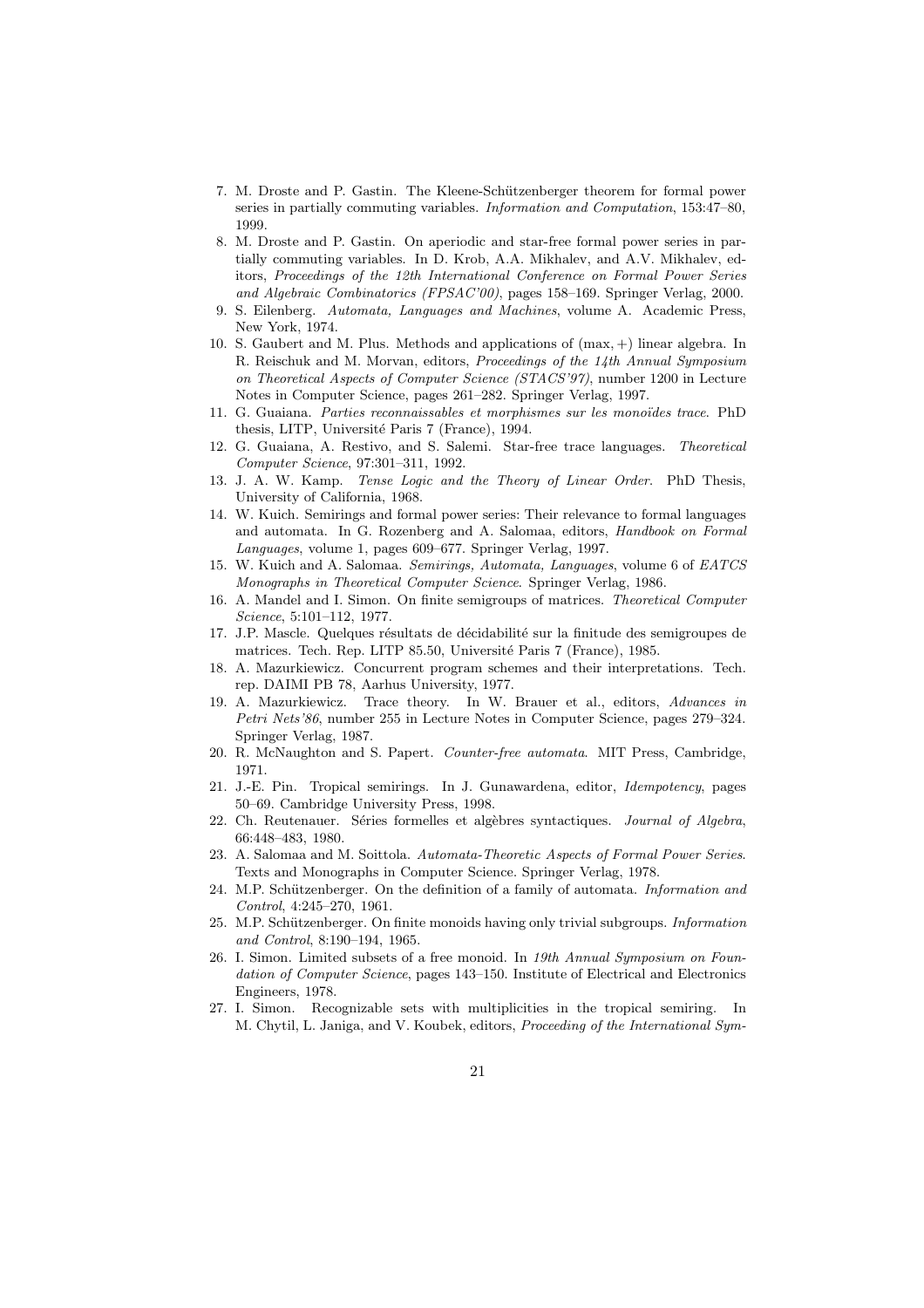7. M. Droste and P. Gastin. The Kleene-Schützenberger theorem for formal power series in partially commuting variables. *Information and Computation*, 153:47–80, 1999.
8. M. Droste and P. Gastin. On aperiodic and star-free formal power series in partially commuting variables. In D. Krob, A.A. Mikhalev, and A.V. Mikhalev, editors, *Proceedings of the 12th International Conference on Formal Power Series and Algebraic Combinatorics (FPSAC'00)*, pages 158–169. Springer Verlag, 2000.
9. S. Eilenberg. *Automata, Languages and Machines*, volume A. Academic Press, New York, 1974.
10. S. Gaubert and M. Plus. Methods and applications of $(\max, +)$ linear algebra. In R. Reischuk and M. Morvan, editors, *Proceedings of the 14th Annual Symposium on Theoretical Aspects of Computer Science (STACS'97)*, number 1200 in Lecture Notes in Computer Science, pages 261–282. Springer Verlag, 1997.
11. G. Guaiana. *Parties reconnaissables et morphismes sur les monoïdes trace*. PhD thesis, LITP, Université Paris 7 (France), 1994.
12. G. Guaiana, A. Restivo, and S. Salemi. Star-free trace languages. *Theoretical Computer Science*, 97:301–311, 1992.
13. J. A. W. Kamp. *Tense Logic and the Theory of Linear Order*. PhD Thesis, University of California, 1968.
14. W. Kuich. Semirings and formal power series: Their relevance to formal languages and automata. In G. Rozenberg and A. Salomaa, editors, *Handbook on Formal Languages*, volume 1, pages 609–677. Springer Verlag, 1997.
15. W. Kuich and A. Salomaa. *Semirings, Automata, Languages*, volume 6 of *EATCS Monographs in Theoretical Computer Science*. Springer Verlag, 1986.
16. A. Mandel and I. Simon. On finite semigroups of matrices. *Theoretical Computer Science*, 5:101–112, 1977.
17. J.P. Mascle. Quelques résultats de décidabilité sur la finitude des semigroupes de matrices. Tech. Rep. LITP 85.50, Université Paris 7 (France), 1985.
18. A. Mazurkiewicz. Concurrent program schemes and their interpretations. Tech. rep. DAIMI PB 78, Aarhus University, 1977.
19. A. Mazurkiewicz. Trace theory. In W. Brauer et al., editors, *Advances in Petri Nets'86*, number 255 in Lecture Notes in Computer Science, pages 279–324. Springer Verlag, 1987.
20. R. McNaughton and S. Papert. *Counter-free automata*. MIT Press, Cambridge, 1971.
21. J.-E. Pin. Tropical semirings. In J. Gunawardena, editor, *Idempotency*, pages 50–69. Cambridge University Press, 1998.
22. Ch. Reutenauer. Séries formelles et algèbres syntactiques. *Journal of Algebra*, 66:448–483, 1980.
23. A. Salomaa and M. Soittola. *Automata-Theoretic Aspects of Formal Power Series*. Texts and Monographs in Computer Science. Springer Verlag, 1978.
24. M.P. Schützenberger. On the definition of a family of automata. *Information and Control*, 4:245–270, 1961.
25. M.P. Schützenberger. On finite monoids having only trivial subgroups. *Information and Control*, 8:190–194, 1965.
26. I. Simon. Limited subsets of a free monoid. In *19th Annual Symposium on Foundation of Computer Science*, pages 143–150. Institute of Electrical and Electronics Engineers, 1978.
27. I. Simon. Recognizable sets with multiplicities in the tropical semiring. In M. Chytil, L. Janiga, and V. Koubek, editors, *Proceeding of the International Sym-*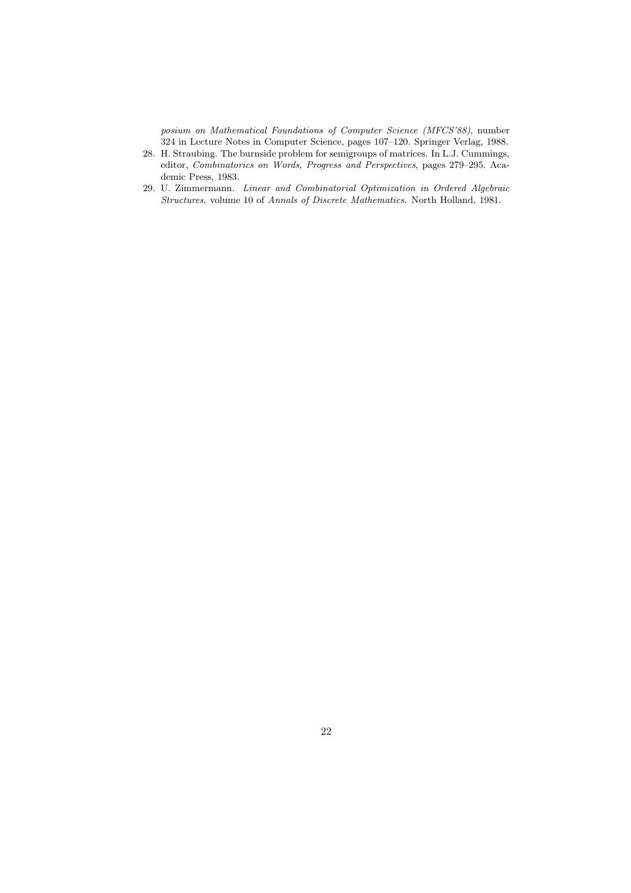*posium on Mathematical Foundations of Computer Science (MFCS'88)*, number 324 in Lecture Notes in Computer Science, pages 107–120. Springer Verlag, 1988.

28. H. Straubing. The burnside problem for semigroups of matrices. In L.J. Cummings, editor, *Combinatorics on Words, Progress and Perspectives*, pages 279–295. Academic Press, 1983.
29. U. Zimmermann. *Linear and Combinatorial Optimization in Ordered Algebraic Structures*, volume 10 of *Annals of Discrete Mathematics*. North Holland, 1981.